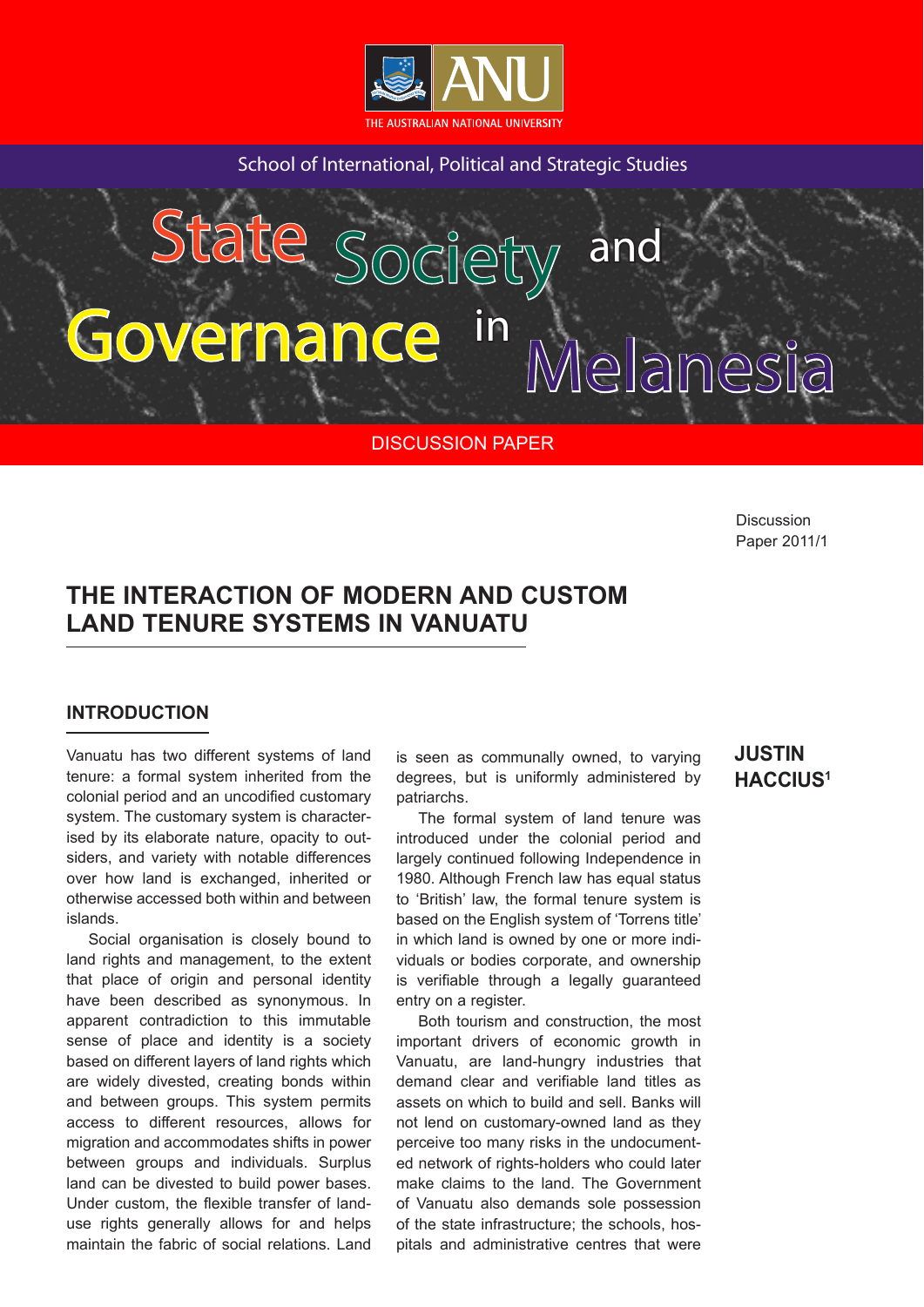THE AUSTRALIAN NATIONAL UNIVERSITY

School of International, Political and Strategic Studies

State Society and Governance in Melanesia

DISCUSSION PAPER

Discussion Paper 2011/1

# THE INTERACTION OF MODERN AND CUSTOM LAND TENURE SYSTEMS IN VANUATU

**JUSTIN HACCIUS**[1]

## INTRODUCTION

Vanuatu has two different systems of land tenure: a formal system inherited from the colonial period and an uncodified customary system. The customary system is characterised by its elaborate nature, opacity to outsiders, and variety with notable differences over how land is exchanged, inherited or otherwise accessed both within and between islands.

Social organisation is closely bound to land rights and management, to the extent that place of origin and personal identity have been described as synonymous. In apparent contradiction to this immutable sense of place and identity is a society based on different layers of land rights which are widely divested, creating bonds within and between groups. This system permits access to different resources, allows for migration and accommodates shifts in power between groups and individuals. Surplus land can be divested to build power bases. Under custom, the flexible transfer of land-use rights generally allows for and helps maintain the fabric of social relations. Land is seen as communally owned, to varying degrees, but is uniformly administered by patriarchs.

The formal system of land tenure was introduced under the colonial period and largely continued following Independence in 1980. Although French law has equal status to 'British' law, the formal tenure system is based on the English system of 'Torrens title' in which land is owned by one or more individuals or bodies corporate, and ownership is verifiable through a legally guaranteed entry on a register.

Both tourism and construction, the most important drivers of economic growth in Vanuatu, are land-hungry industries that demand clear and verifiable land titles as assets on which to build and sell. Banks will not lend on customary-owned land as they perceive too many risks in the undocumented network of rights-holders who could later make claims to the land. The Government of Vanuatu also demands sole possession of the state infrastructure; the schools, hospitals and administrative centres that were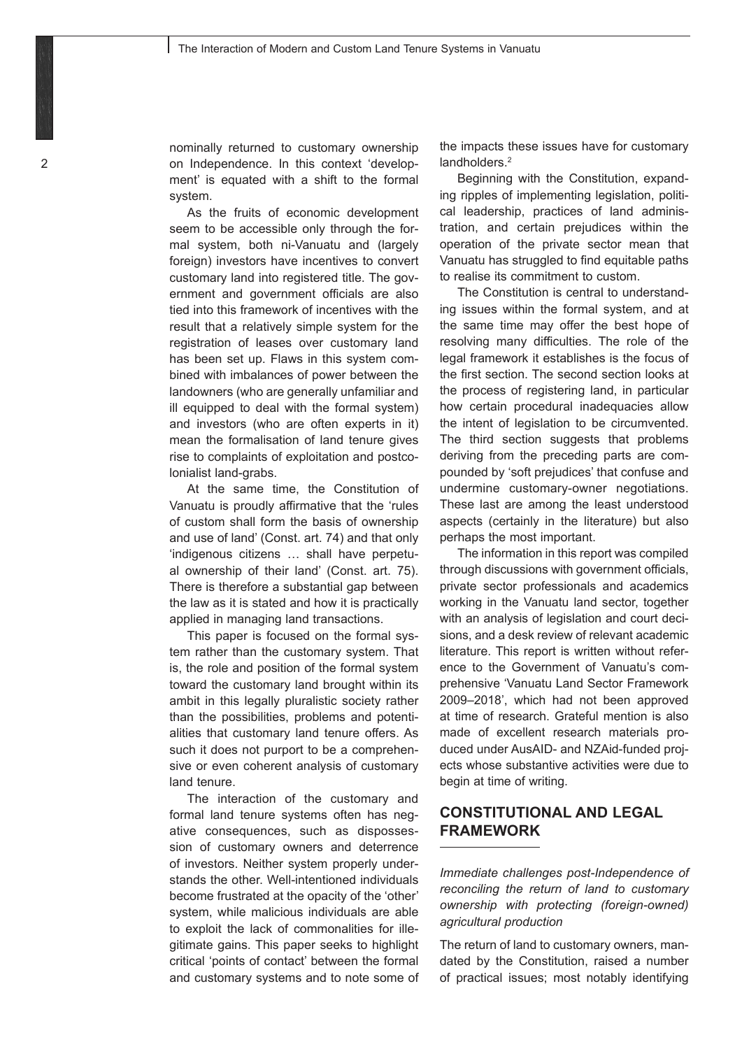nominally returned to customary ownership on Independence. In this context 'development' is equated with a shift to the formal system.

As the fruits of economic development seem to be accessible only through the formal system, both ni-Vanuatu and (largely foreign) investors have incentives to convert customary land into registered title. The government and government officials are also tied into this framework of incentives with the result that a relatively simple system for the registration of leases over customary land has been set up. Flaws in this system combined with imbalances of power between the landowners (who are generally unfamiliar and ill equipped to deal with the formal system) and investors (who are often experts in it) mean the formalisation of land tenure gives rise to complaints of exploitation and postcolonialist land-grabs.

At the same time, the Constitution of Vanuatu is proudly affirmative that the 'rules of custom shall form the basis of ownership and use of land' (Const. art. 74) and that only 'indigenous citizens … shall have perpetual ownership of their land' (Const. art. 75). There is therefore a substantial gap between the law as it is stated and how it is practically applied in managing land transactions.

This paper is focused on the formal system rather than the customary system. That is, the role and position of the formal system toward the customary land brought within its ambit in this legally pluralistic society rather than the possibilities, problems and potentialities that customary land tenure offers. As such it does not purport to be a comprehensive or even coherent analysis of customary land tenure.

The interaction of the customary and formal land tenure systems often has negative consequences, such as dispossession of customary owners and deterrence of investors. Neither system properly understands the other. Well-intentioned individuals become frustrated at the opacity of the 'other' system, while malicious individuals are able to exploit the lack of commonalities for illegitimate gains. This paper seeks to highlight critical 'points of contact' between the formal and customary systems and to note some of the impacts these issues have for customary landholders.[2]

Beginning with the Constitution, expanding ripples of implementing legislation, political leadership, practices of land administration, and certain prejudices within the operation of the private sector mean that Vanuatu has struggled to find equitable paths to realise its commitment to custom.

The Constitution is central to understanding issues within the formal system, and at the same time may offer the best hope of resolving many difficulties. The role of the legal framework it establishes is the focus of the first section. The second section looks at the process of registering land, in particular how certain procedural inadequacies allow the intent of legislation to be circumvented. The third section suggests that problems deriving from the preceding parts are compounded by 'soft prejudices' that confuse and undermine customary-owner negotiations. These last are among the least understood aspects (certainly in the literature) but also perhaps the most important.

The information in this report was compiled through discussions with government officials, private sector professionals and academics working in the Vanuatu land sector, together with an analysis of legislation and court decisions, and a desk review of relevant academic literature. This report is written without reference to the Government of Vanuatu's comprehensive 'Vanuatu Land Sector Framework 2009–2018', which had not been approved at time of research. Grateful mention is also made of excellent research materials produced under AusAID- and NZAid-funded projects whose substantive activities were due to begin at time of writing.

## CONSTITUTIONAL AND LEGAL FRAMEWORK

*Immediate challenges post-Independence of reconciling the return of land to customary ownership with protecting (foreign-owned) agricultural production*

The return of land to customary owners, mandated by the Constitution, raised a number of practical issues; most notably identifying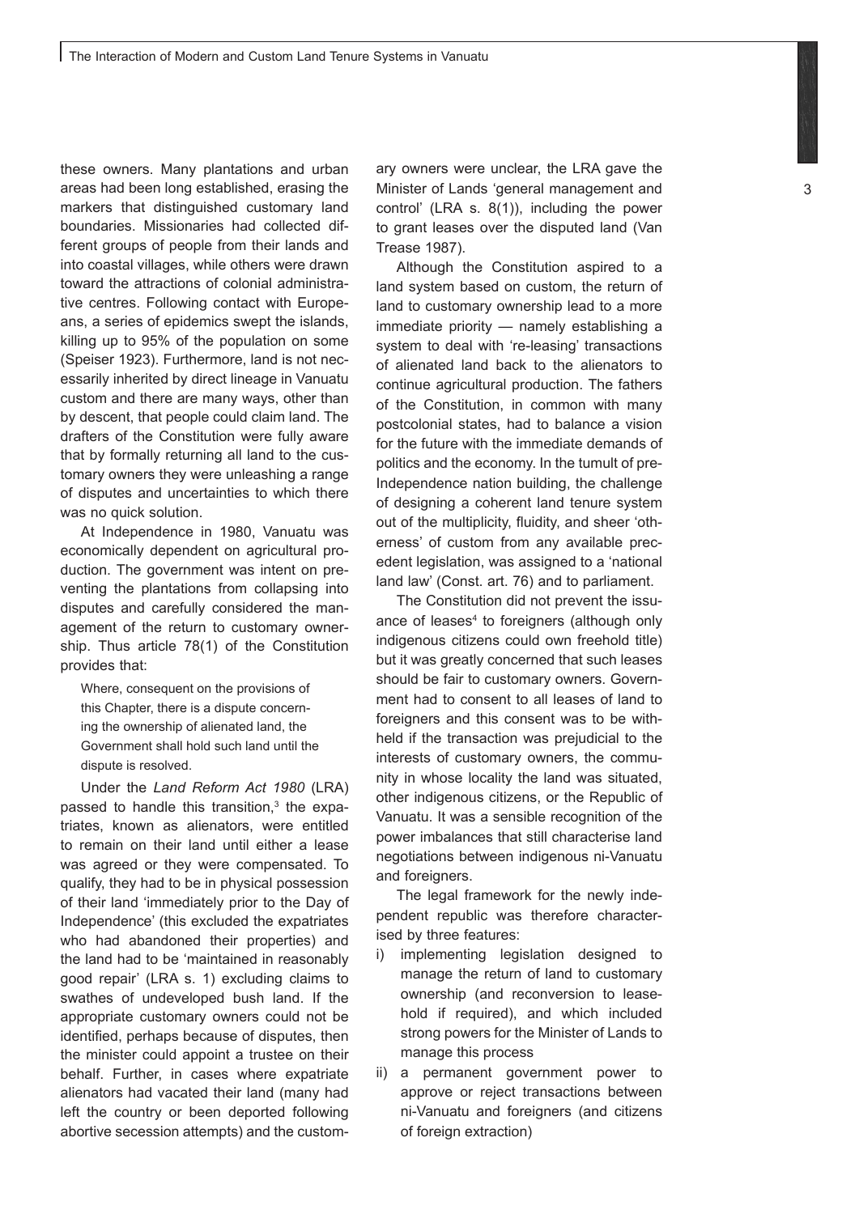these owners. Many plantations and urban areas had been long established, erasing the markers that distinguished customary land boundaries. Missionaries had collected different groups of people from their lands and into coastal villages, while others were drawn toward the attractions of colonial administrative centres. Following contact with Europeans, a series of epidemics swept the islands, killing up to 95% of the population on some (Speiser 1923). Furthermore, land is not necessarily inherited by direct lineage in Vanuatu custom and there are many ways, other than by descent, that people could claim land. The drafters of the Constitution were fully aware that by formally returning all land to the customary owners they were unleashing a range of disputes and uncertainties to which there was no quick solution.

At Independence in 1980, Vanuatu was economically dependent on agricultural production. The government was intent on preventing the plantations from collapsing into disputes and carefully considered the management of the return to customary ownership. Thus article 78(1) of the Constitution provides that:

> Where, consequent on the provisions of this Chapter, there is a dispute concerning the ownership of alienated land, the Government shall hold such land until the dispute is resolved.

Under the *Land Reform Act 1980* (LRA) passed to handle this transition,[3] the expatriates, known as alienators, were entitled to remain on their land until either a lease was agreed or they were compensated. To qualify, they had to be in physical possession of their land 'immediately prior to the Day of Independence' (this excluded the expatriates who had abandoned their properties) and the land had to be 'maintained in reasonably good repair' (LRA s. 1) excluding claims to swathes of undeveloped bush land. If the appropriate customary owners could not be identified, perhaps because of disputes, then the minister could appoint a trustee on their behalf. Further, in cases where expatriate alienators had vacated their land (many had left the country or been deported following abortive secession attempts) and the customary owners were unclear, the LRA gave the Minister of Lands 'general management and control' (LRA s. 8(1)), including the power to grant leases over the disputed land (Van Trease 1987).

Although the Constitution aspired to a land system based on custom, the return of land to customary ownership lead to a more immediate priority — namely establishing a system to deal with 're-leasing' transactions of alienated land back to the alienators to continue agricultural production. The fathers of the Constitution, in common with many postcolonial states, had to balance a vision for the future with the immediate demands of politics and the economy. In the tumult of pre-Independence nation building, the challenge of designing a coherent land tenure system out of the multiplicity, fluidity, and sheer 'otherness' of custom from any available precedent legislation, was assigned to a 'national land law' (Const. art. 76) and to parliament.

The Constitution did not prevent the issuance of leases[4] to foreigners (although only indigenous citizens could own freehold title) but it was greatly concerned that such leases should be fair to customary owners. Government had to consent to all leases of land to foreigners and this consent was to be withheld if the transaction was prejudicial to the interests of customary owners, the community in whose locality the land was situated, other indigenous citizens, or the Republic of Vanuatu. It was a sensible recognition of the power imbalances that still characterise land negotiations between indigenous ni-Vanuatu and foreigners.

The legal framework for the newly independent republic was therefore characterised by three features:

i) implementing legislation designed to manage the return of land to customary ownership (and reconversion to leasehold if required), and which included strong powers for the Minister of Lands to manage this process
ii) a permanent government power to approve or reject transactions between ni-Vanuatu and foreigners (and citizens of foreign extraction)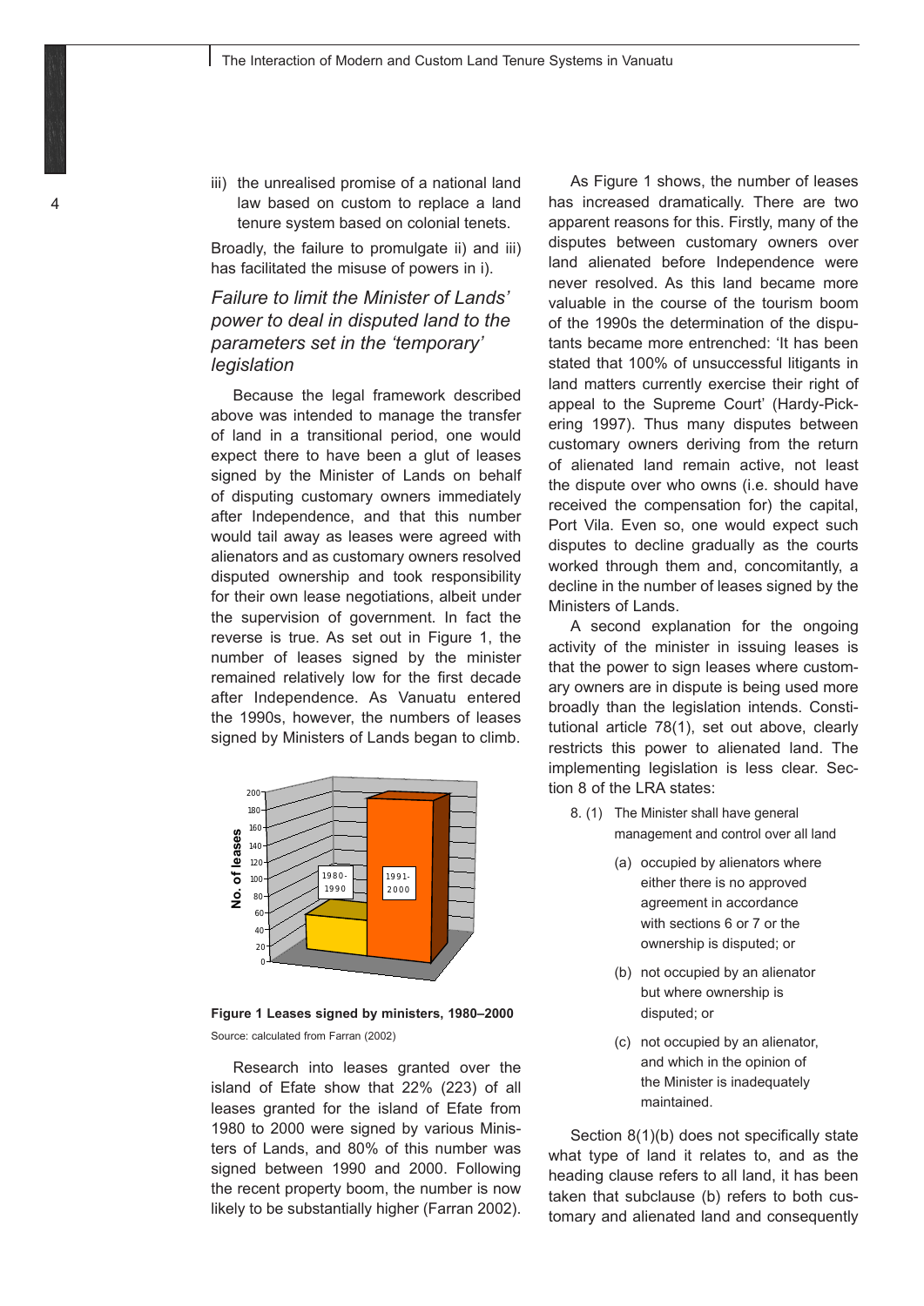iii) the unrealised promise of a national land law based on custom to replace a land tenure system based on colonial tenets.

Broadly, the failure to promulgate ii) and iii) has facilitated the misuse of powers in i).

### *Failure to limit the Minister of Lands' power to deal in disputed land to the parameters set in the 'temporary' legislation*

Because the legal framework described above was intended to manage the transfer of land in a transitional period, one would expect there to have been a glut of leases signed by the Minister of Lands on behalf of disputing customary owners immediately after Independence, and that this number would tail away as leases were agreed with alienators and as customary owners resolved disputed ownership and took responsibility for their own lease negotiations, albeit under the supervision of government. In fact the reverse is true. As set out in Figure 1, the number of leases signed by the minister remained relatively low for the first decade after Independence. As Vanuatu entered the 1990s, however, the numbers of leases signed by Ministers of Lands began to climb.

**Figure 1 Leases signed by ministers, 1980–2000**

Source: calculated from Farran (2002)

Research into leases granted over the island of Efate show that 22% (223) of all leases granted for the island of Efate from 1980 to 2000 were signed by various Ministers of Lands, and 80% of this number was signed between 1990 and 2000. Following the recent property boom, the number is now likely to be substantially higher (Farran 2002).

As Figure 1 shows, the number of leases has increased dramatically. There are two apparent reasons for this. Firstly, many of the disputes between customary owners over land alienated before Independence were never resolved. As this land became more valuable in the course of the tourism boom of the 1990s the determination of the disputants became more entrenched: 'It has been stated that 100% of unsuccessful litigants in land matters currently exercise their right of appeal to the Supreme Court' (Hardy-Pickering 1997). Thus many disputes between customary owners deriving from the return of alienated land remain active, not least the dispute over who owns (i.e. should have received the compensation for) the capital, Port Vila. Even so, one would expect such disputes to decline gradually as the courts worked through them and, concomitantly, a decline in the number of leases signed by the Ministers of Lands.

A second explanation for the ongoing activity of the minister in issuing leases is that the power to sign leases where customary owners are in dispute is being used more broadly than the legislation intends. Constitutional article 78(1), set out above, clearly restricts this power to alienated land. The implementing legislation is less clear. Section 8 of the LRA states:

> 8. (1) The Minister shall have general management and control over all land
>
> (a) occupied by alienators where either there is no approved agreement in accordance with sections 6 or 7 or the ownership is disputed; or
>
> (b) not occupied by an alienator but where ownership is disputed; or
>
> (c) not occupied by an alienator, and which in the opinion of the Minister is inadequately maintained.

Section 8(1)(b) does not specifically state what type of land it relates to, and as the heading clause refers to all land, it has been taken that subclause (b) refers to both customary and alienated land and consequently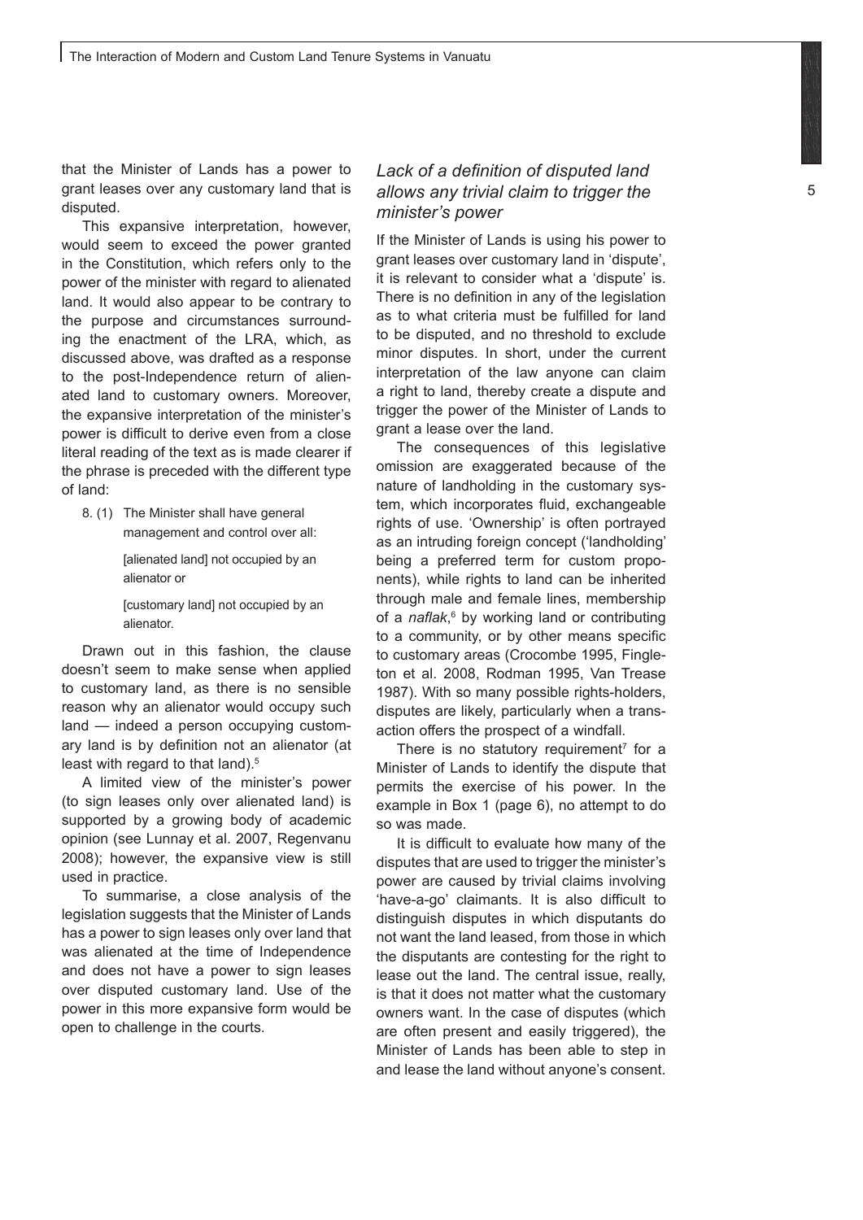that the Minister of Lands has a power to grant leases over any customary land that is disputed.

This expansive interpretation, however, would seem to exceed the power granted in the Constitution, which refers only to the power of the minister with regard to alienated land. It would also appear to be contrary to the purpose and circumstances surrounding the enactment of the LRA, which, as discussed above, was drafted as a response to the post-Independence return of alienated land to customary owners. Moreover, the expansive interpretation of the minister's power is difficult to derive even from a close literal reading of the text as is made clearer if the phrase is preceded with the different type of land:

> 8. (1) The Minister shall have general management and control over all:
>
> [alienated land] not occupied by an alienator or
>
> [customary land] not occupied by an alienator.

Drawn out in this fashion, the clause doesn't seem to make sense when applied to customary land, as there is no sensible reason why an alienator would occupy such land — indeed a person occupying customary land is by definition not an alienator (at least with regard to that land).[5]

A limited view of the minister's power (to sign leases only over alienated land) is supported by a growing body of academic opinion (see Lunnay et al. 2007, Regenvanu 2008); however, the expansive view is still used in practice.

To summarise, a close analysis of the legislation suggests that the Minister of Lands has a power to sign leases only over land that was alienated at the time of Independence and does not have a power to sign leases over disputed customary land. Use of the power in this more expansive form would be open to challenge in the courts.

### *Lack of a definition of disputed land allows any trivial claim to trigger the minister's power*

If the Minister of Lands is using his power to grant leases over customary land in 'dispute', it is relevant to consider what a 'dispute' is. There is no definition in any of the legislation as to what criteria must be fulfilled for land to be disputed, and no threshold to exclude minor disputes. In short, under the current interpretation of the law anyone can claim a right to land, thereby create a dispute and trigger the power of the Minister of Lands to grant a lease over the land.

The consequences of this legislative omission are exaggerated because of the nature of landholding in the customary system, which incorporates fluid, exchangeable rights of use. 'Ownership' is often portrayed as an intruding foreign concept ('landholding' being a preferred term for custom proponents), while rights to land can be inherited through male and female lines, membership of a *naflak*,[6] by working land or contributing to a community, or by other means specific to customary areas (Crocombe 1995, Fingleton et al. 2008, Rodman 1995, Van Trease 1987). With so many possible rights-holders, disputes are likely, particularly when a transaction offers the prospect of a windfall.

There is no statutory requirement[7] for a Minister of Lands to identify the dispute that permits the exercise of his power. In the example in Box 1 (page 6), no attempt to do so was made.

It is difficult to evaluate how many of the disputes that are used to trigger the minister's power are caused by trivial claims involving 'have-a-go' claimants. It is also difficult to distinguish disputes in which disputants do not want the land leased, from those in which the disputants are contesting for the right to lease out the land. The central issue, really, is that it does not matter what the customary owners want. In the case of disputes (which are often present and easily triggered), the Minister of Lands has been able to step in and lease the land without anyone's consent.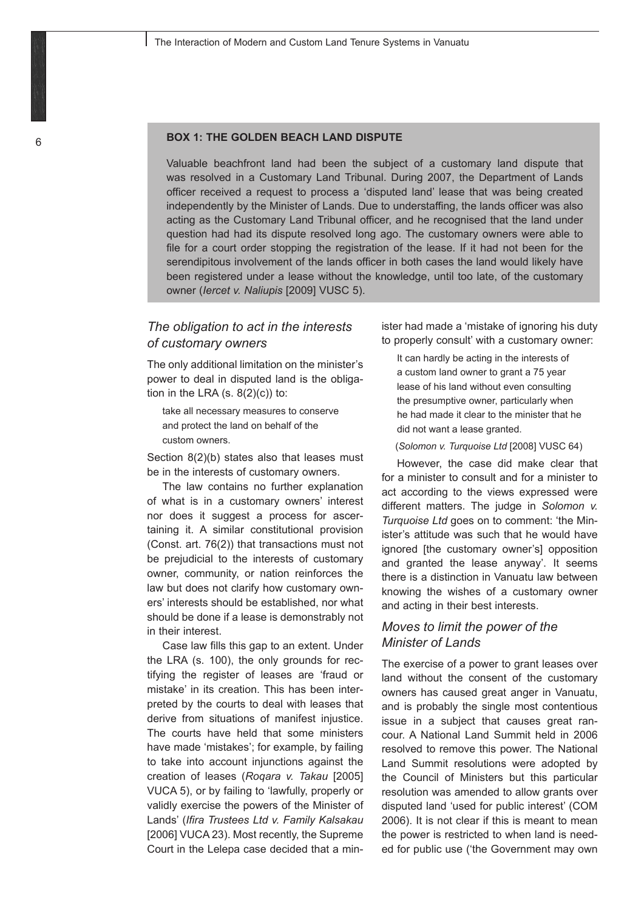**BOX 1: THE GOLDEN BEACH LAND DISPUTE**

Valuable beachfront land had been the subject of a customary land dispute that was resolved in a Customary Land Tribunal. During 2007, the Department of Lands officer received a request to process a 'disputed land' lease that was being created independently by the Minister of Lands. Due to understaffing, the lands officer was also acting as the Customary Land Tribunal officer, and he recognised that the land under question had had its dispute resolved long ago. The customary owners were able to file for a court order stopping the registration of the lease. If it had not been for the serendipitous involvement of the lands officer in both cases the land would likely have been registered under a lease without the knowledge, until too late, of the customary owner (*Iercet v. Naliupis* [2009] VUSC 5).

### *The obligation to act in the interests of customary owners*

The only additional limitation on the minister's power to deal in disputed land is the obligation in the LRA (s. 8(2)(c)) to:

> take all necessary measures to conserve and protect the land on behalf of the custom owners.

Section 8(2)(b) states also that leases must be in the interests of customary owners.

The law contains no further explanation of what is in a customary owners' interest nor does it suggest a process for ascertaining it. A similar constitutional provision (Const. art. 76(2)) that transactions must not be prejudicial to the interests of customary owner, community, or nation reinforces the law but does not clarify how customary owners' interests should be established, nor what should be done if a lease is demonstrably not in their interest.

Case law fills this gap to an extent. Under the LRA (s. 100), the only grounds for rectifying the register of leases are 'fraud or mistake' in its creation. This has been interpreted by the courts to deal with leases that derive from situations of manifest injustice. The courts have held that some ministers have made 'mistakes'; for example, by failing to take into account injunctions against the creation of leases (*Roqara v. Takau* [2005] VUCA 5), or by failing to 'lawfully, properly or validly exercise the powers of the Minister of Lands' (*Ifira Trustees Ltd v. Family Kalsakau* [2006] VUCA 23). Most recently, the Supreme Court in the Lelepa case decided that a minister had made a 'mistake of ignoring his duty to properly consult' with a customary owner:

> It can hardly be acting in the interests of a custom land owner to grant a 75 year lease of his land without even consulting the presumptive owner, particularly when he had made it clear to the minister that he did not want a lease granted.
>
> (*Solomon v. Turquoise Ltd* [2008] VUSC 64)

However, the case did make clear that for a minister to consult and for a minister to act according to the views expressed were different matters. The judge in *Solomon v. Turquoise Ltd* goes on to comment: 'the Minister's attitude was such that he would have ignored [the customary owner's] opposition and granted the lease anyway'. It seems there is a distinction in Vanuatu law between knowing the wishes of a customary owner and acting in their best interests.

### *Moves to limit the power of the Minister of Lands*

The exercise of a power to grant leases over land without the consent of the customary owners has caused great anger in Vanuatu, and is probably the single most contentious issue in a subject that causes great rancour. A National Land Summit held in 2006 resolved to remove this power. The National Land Summit resolutions were adopted by the Council of Ministers but this particular resolution was amended to allow grants over disputed land 'used for public interest' (COM 2006). It is not clear if this is meant to mean the power is restricted to when land is needed for public use ('the Government may own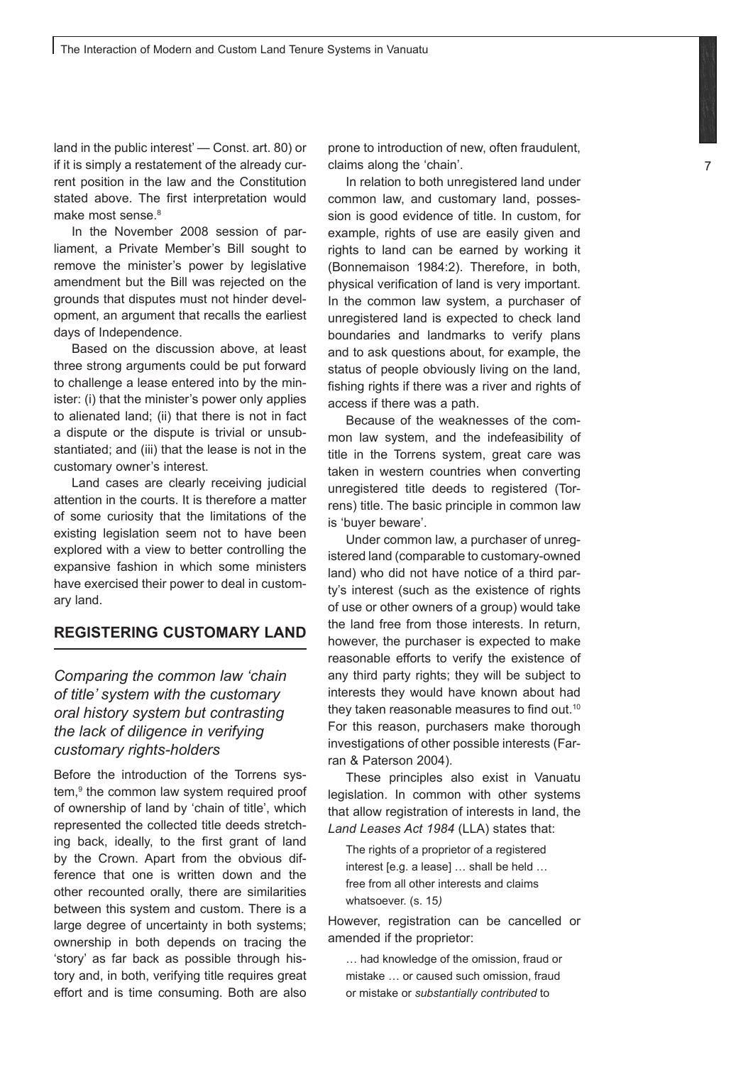land in the public interest' — Const. art. 80) or if it is simply a restatement of the already current position in the law and the Constitution stated above. The first interpretation would make most sense.[8]

In the November 2008 session of parliament, a Private Member's Bill sought to remove the minister's power by legislative amendment but the Bill was rejected on the grounds that disputes must not hinder development, an argument that recalls the earliest days of Independence.

Based on the discussion above, at least three strong arguments could be put forward to challenge a lease entered into by the minister: (i) that the minister's power only applies to alienated land; (ii) that there is not in fact a dispute or the dispute is trivial or unsubstantiated; and (iii) that the lease is not in the customary owner's interest.

Land cases are clearly receiving judicial attention in the courts. It is therefore a matter of some curiosity that the limitations of the existing legislation seem not to have been explored with a view to better controlling the expansive fashion in which some ministers have exercised their power to deal in customary land.

## REGISTERING CUSTOMARY LAND

### *Comparing the common law 'chain of title' system with the customary oral history system but contrasting the lack of diligence in verifying customary rights-holders*

Before the introduction of the Torrens system,[9] the common law system required proof of ownership of land by 'chain of title', which represented the collected title deeds stretching back, ideally, to the first grant of land by the Crown. Apart from the obvious difference that one is written down and the other recounted orally, there are similarities between this system and custom. There is a large degree of uncertainty in both systems; ownership in both depends on tracing the 'story' as far back as possible through history and, in both, verifying title requires great effort and is time consuming. Both are also prone to introduction of new, often fraudulent, claims along the 'chain'.

In relation to both unregistered land under common law, and customary land, possession is good evidence of title. In custom, for example, rights of use are easily given and rights to land can be earned by working it (Bonnemaison 1984:2). Therefore, in both, physical verification of land is very important. In the common law system, a purchaser of unregistered land is expected to check land boundaries and landmarks to verify plans and to ask questions about, for example, the status of people obviously living on the land, fishing rights if there was a river and rights of access if there was a path.

Because of the weaknesses of the common law system, and the indefeasibility of title in the Torrens system, great care was taken in western countries when converting unregistered title deeds to registered (Torrens) title. The basic principle in common law is 'buyer beware'.

Under common law, a purchaser of unregistered land (comparable to customary-owned land) who did not have notice of a third party's interest (such as the existence of rights of use or other owners of a group) would take the land free from those interests. In return, however, the purchaser is expected to make reasonable efforts to verify the existence of any third party rights; they will be subject to interests they would have known about had they taken reasonable measures to find out.[10] For this reason, purchasers make thorough investigations of other possible interests (Farran & Paterson 2004).

These principles also exist in Vanuatu legislation. In common with other systems that allow registration of interests in land, the *Land Leases Act 1984* (LLA) states that:

> The rights of a proprietor of a registered interest [e.g. a lease] … shall be held … free from all other interests and claims whatsoever. (s. 15)

However, registration can be cancelled or amended if the proprietor:

> … had knowledge of the omission, fraud or mistake … or caused such omission, fraud or mistake or *substantially contributed* to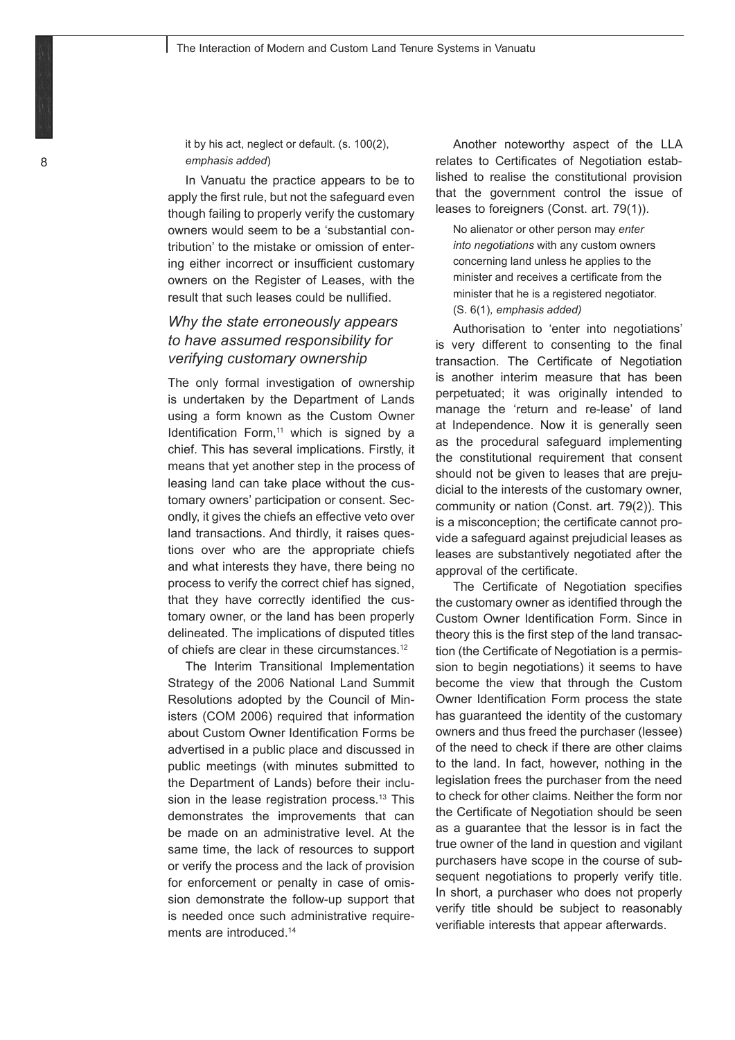it by his act, neglect or default. (s. 100(2), *emphasis added*)

In Vanuatu the practice appears to be to apply the first rule, but not the safeguard even though failing to properly verify the customary owners would seem to be a 'substantial contribution' to the mistake or omission of entering either incorrect or insufficient customary owners on the Register of Leases, with the result that such leases could be nullified.

### *Why the state erroneously appears to have assumed responsibility for verifying customary ownership*

The only formal investigation of ownership is undertaken by the Department of Lands using a form known as the Custom Owner Identification Form,[11] which is signed by a chief. This has several implications. Firstly, it means that yet another step in the process of leasing land can take place without the customary owners' participation or consent. Secondly, it gives the chiefs an effective veto over land transactions. And thirdly, it raises questions over who are the appropriate chiefs and what interests they have, there being no process to verify the correct chief has signed, that they have correctly identified the customary owner, or the land has been properly delineated. The implications of disputed titles of chiefs are clear in these circumstances.[12]

The Interim Transitional Implementation Strategy of the 2006 National Land Summit Resolutions adopted by the Council of Ministers (COM 2006) required that information about Custom Owner Identification Forms be advertised in a public place and discussed in public meetings (with minutes submitted to the Department of Lands) before their inclusion in the lease registration process.[13] This demonstrates the improvements that can be made on an administrative level. At the same time, the lack of resources to support or verify the process and the lack of provision for enforcement or penalty in case of omission demonstrate the follow-up support that is needed once such administrative requirements are introduced.[14]

Another noteworthy aspect of the LLA relates to Certificates of Negotiation established to realise the constitutional provision that the government control the issue of leases to foreigners (Const. art. 79(1)).

> No alienator or other person may *enter into negotiations* with any custom owners concerning land unless he applies to the minister and receives a certificate from the minister that he is a registered negotiator. (S. 6(1), *emphasis added)*

Authorisation to 'enter into negotiations' is very different to consenting to the final transaction. The Certificate of Negotiation is another interim measure that has been perpetuated; it was originally intended to manage the 'return and re-lease' of land at Independence. Now it is generally seen as the procedural safeguard implementing the constitutional requirement that consent should not be given to leases that are prejudicial to the interests of the customary owner, community or nation (Const. art. 79(2)). This is a misconception; the certificate cannot provide a safeguard against prejudicial leases as leases are substantively negotiated after the approval of the certificate.

The Certificate of Negotiation specifies the customary owner as identified through the Custom Owner Identification Form. Since in theory this is the first step of the land transaction (the Certificate of Negotiation is a permission to begin negotiations) it seems to have become the view that through the Custom Owner Identification Form process the state has guaranteed the identity of the customary owners and thus freed the purchaser (lessee) of the need to check if there are other claims to the land. In fact, however, nothing in the legislation frees the purchaser from the need to check for other claims. Neither the form nor the Certificate of Negotiation should be seen as a guarantee that the lessor is in fact the true owner of the land in question and vigilant purchasers have scope in the course of subsequent negotiations to properly verify title. In short, a purchaser who does not properly verify title should be subject to reasonably verifiable interests that appear afterwards.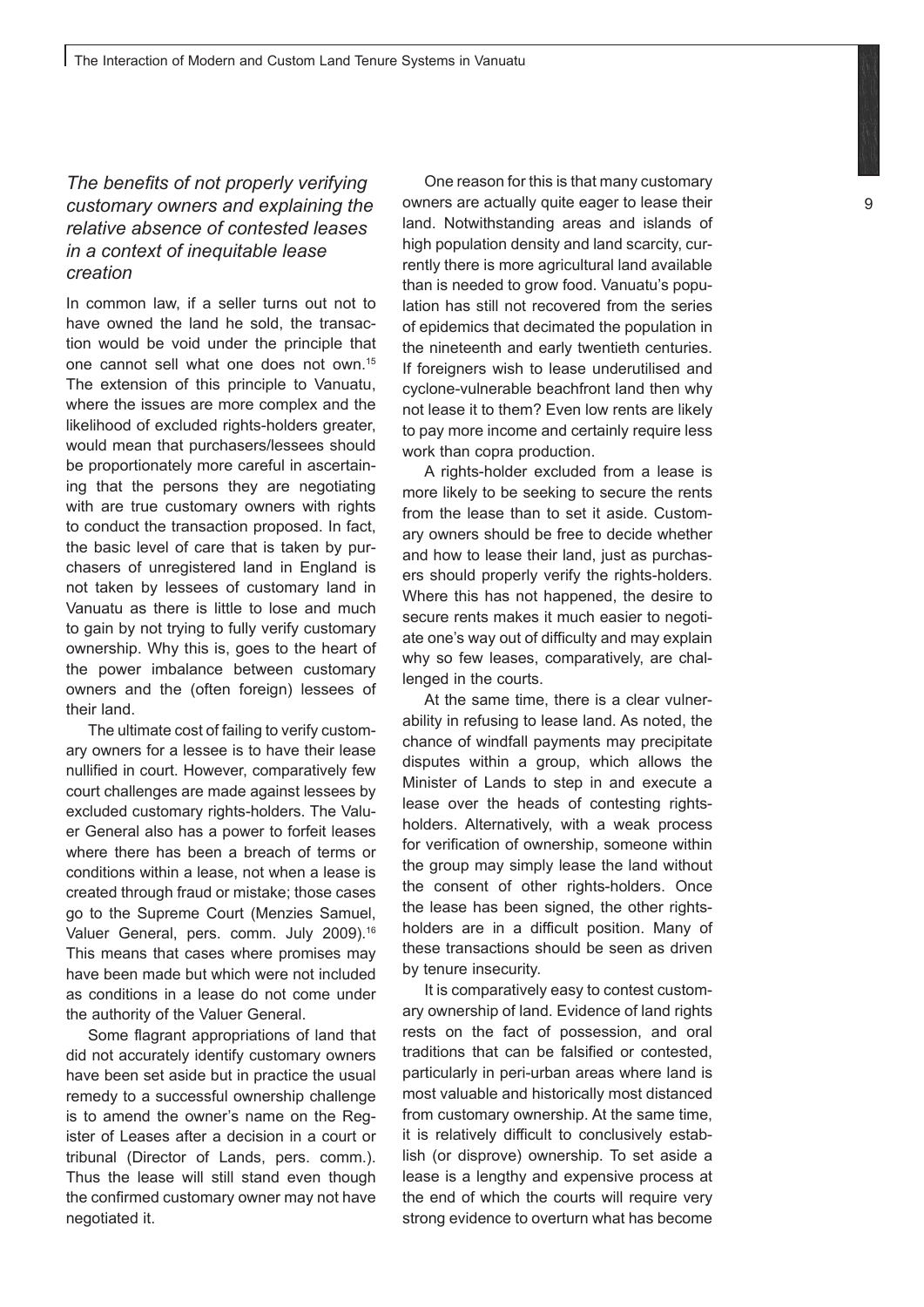### *The benefits of not properly verifying customary owners and explaining the relative absence of contested leases in a context of inequitable lease creation*

In common law, if a seller turns out not to have owned the land he sold, the transaction would be void under the principle that one cannot sell what one does not own.[15] The extension of this principle to Vanuatu, where the issues are more complex and the likelihood of excluded rights-holders greater, would mean that purchasers/lessees should be proportionately more careful in ascertaining that the persons they are negotiating with are true customary owners with rights to conduct the transaction proposed. In fact, the basic level of care that is taken by purchasers of unregistered land in England is not taken by lessees of customary land in Vanuatu as there is little to lose and much to gain by not trying to fully verify customary ownership. Why this is, goes to the heart of the power imbalance between customary owners and the (often foreign) lessees of their land.

The ultimate cost of failing to verify customary owners for a lessee is to have their lease nullified in court. However, comparatively few court challenges are made against lessees by excluded customary rights-holders. The Valuer General also has a power to forfeit leases where there has been a breach of terms or conditions within a lease, not when a lease is created through fraud or mistake; those cases go to the Supreme Court (Menzies Samuel, Valuer General, pers. comm. July 2009).[16] This means that cases where promises may have been made but which were not included as conditions in a lease do not come under the authority of the Valuer General.

Some flagrant appropriations of land that did not accurately identify customary owners have been set aside but in practice the usual remedy to a successful ownership challenge is to amend the owner's name on the Register of Leases after a decision in a court or tribunal (Director of Lands, pers. comm.). Thus the lease will still stand even though the confirmed customary owner may not have negotiated it.

One reason for this is that many customary owners are actually quite eager to lease their land. Notwithstanding areas and islands of high population density and land scarcity, currently there is more agricultural land available than is needed to grow food. Vanuatu's population has still not recovered from the series of epidemics that decimated the population in the nineteenth and early twentieth centuries. If foreigners wish to lease underutilised and cyclone-vulnerable beachfront land then why not lease it to them? Even low rents are likely to pay more income and certainly require less work than copra production.

A rights-holder excluded from a lease is more likely to be seeking to secure the rents from the lease than to set it aside. Customary owners should be free to decide whether and how to lease their land, just as purchasers should properly verify the rights-holders. Where this has not happened, the desire to secure rents makes it much easier to negotiate one's way out of difficulty and may explain why so few leases, comparatively, are challenged in the courts.

At the same time, there is a clear vulnerability in refusing to lease land. As noted, the chance of windfall payments may precipitate disputes within a group, which allows the Minister of Lands to step in and execute a lease over the heads of contesting rights-holders. Alternatively, with a weak process for verification of ownership, someone within the group may simply lease the land without the consent of other rights-holders. Once the lease has been signed, the other rights-holders are in a difficult position. Many of these transactions should be seen as driven by tenure insecurity.

It is comparatively easy to contest customary ownership of land. Evidence of land rights rests on the fact of possession, and oral traditions that can be falsified or contested, particularly in peri-urban areas where land is most valuable and historically most distanced from customary ownership. At the same time, it is relatively difficult to conclusively establish (or disprove) ownership. To set aside a lease is a lengthy and expensive process at the end of which the courts will require very strong evidence to overturn what has become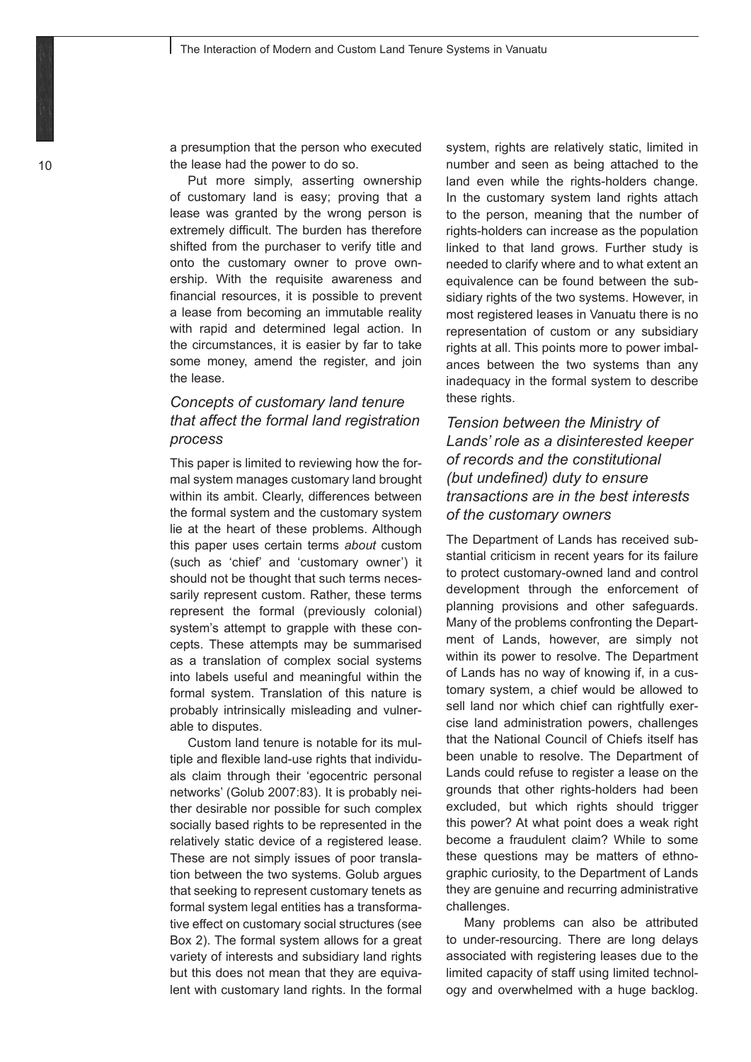a presumption that the person who executed the lease had the power to do so.

Put more simply, asserting ownership of customary land is easy; proving that a lease was granted by the wrong person is extremely difficult. The burden has therefore shifted from the purchaser to verify title and onto the customary owner to prove ownership. With the requisite awareness and financial resources, it is possible to prevent a lease from becoming an immutable reality with rapid and determined legal action. In the circumstances, it is easier by far to take some money, amend the register, and join the lease.

### *Concepts of customary land tenure that affect the formal land registration process*

This paper is limited to reviewing how the formal system manages customary land brought within its ambit. Clearly, differences between the formal system and the customary system lie at the heart of these problems. Although this paper uses certain terms *about* custom (such as 'chief' and 'customary owner') it should not be thought that such terms necessarily represent custom. Rather, these terms represent the formal (previously colonial) system's attempt to grapple with these concepts. These attempts may be summarised as a translation of complex social systems into labels useful and meaningful within the formal system. Translation of this nature is probably intrinsically misleading and vulnerable to disputes.

Custom land tenure is notable for its multiple and flexible land-use rights that individuals claim through their 'egocentric personal networks' (Golub 2007:83). It is probably neither desirable nor possible for such complex socially based rights to be represented in the relatively static device of a registered lease. These are not simply issues of poor translation between the two systems. Golub argues that seeking to represent customary tenets as formal system legal entities has a transformative effect on customary social structures (see Box 2). The formal system allows for a great variety of interests and subsidiary land rights but this does not mean that they are equivalent with customary land rights. In the formal system, rights are relatively static, limited in number and seen as being attached to the land even while the rights-holders change. In the customary system land rights attach to the person, meaning that the number of rights-holders can increase as the population linked to that land grows. Further study is needed to clarify where and to what extent an equivalence can be found between the subsidiary rights of the two systems. However, in most registered leases in Vanuatu there is no representation of custom or any subsidiary rights at all. This points more to power imbalances between the two systems than any inadequacy in the formal system to describe these rights.

### *Tension between the Ministry of Lands' role as a disinterested keeper of records and the constitutional (but undefined) duty to ensure transactions are in the best interests of the customary owners*

The Department of Lands has received substantial criticism in recent years for its failure to protect customary-owned land and control development through the enforcement of planning provisions and other safeguards. Many of the problems confronting the Department of Lands, however, are simply not within its power to resolve. The Department of Lands has no way of knowing if, in a customary system, a chief would be allowed to sell land nor which chief can rightfully exercise land administration powers, challenges that the National Council of Chiefs itself has been unable to resolve. The Department of Lands could refuse to register a lease on the grounds that other rights-holders had been excluded, but which rights should trigger this power? At what point does a weak right become a fraudulent claim? While to some these questions may be matters of ethnographic curiosity, to the Department of Lands they are genuine and recurring administrative challenges.

Many problems can also be attributed to under-resourcing. There are long delays associated with registering leases due to the limited capacity of staff using limited technology and overwhelmed with a huge backlog.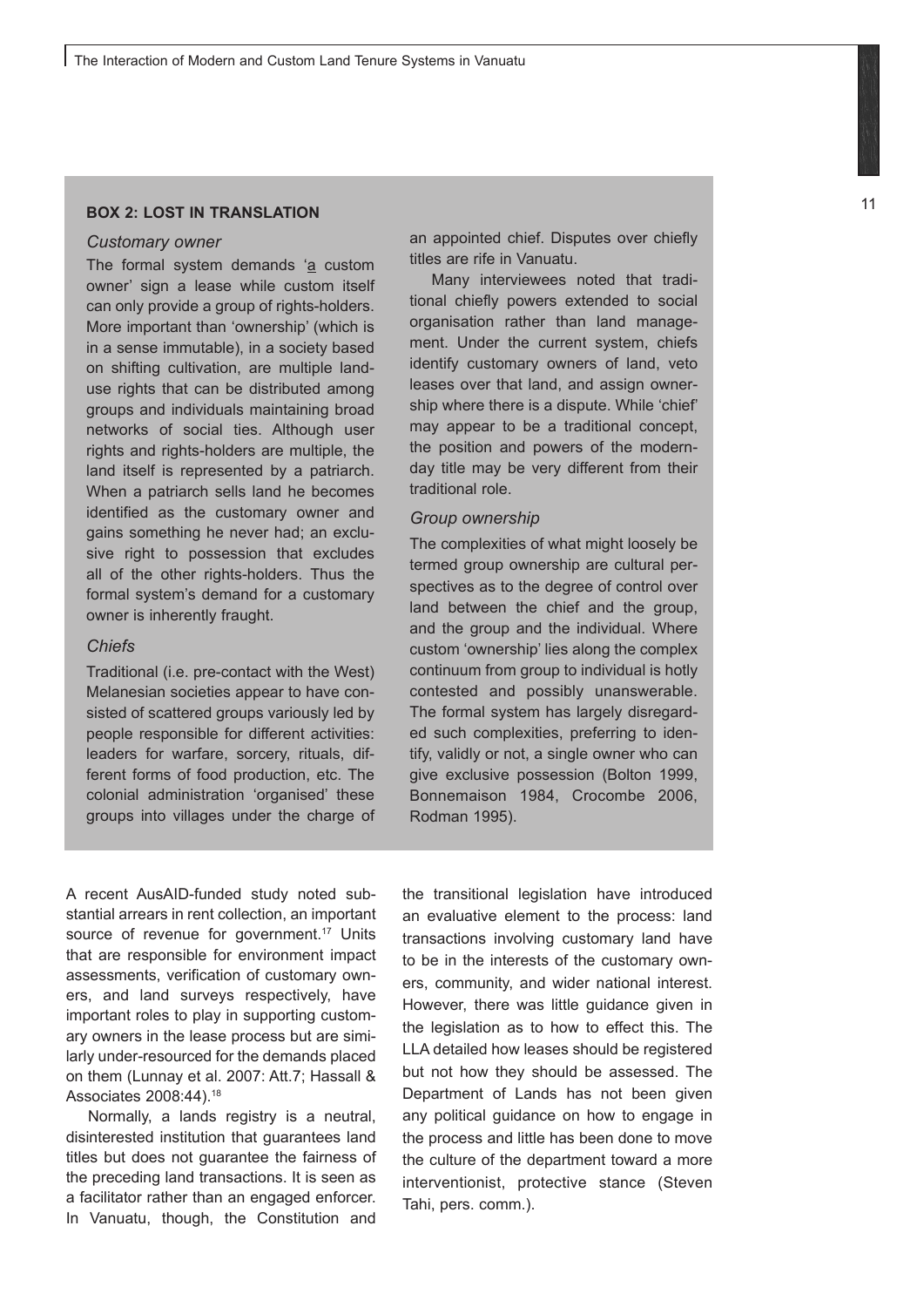### BOX 2: LOST IN TRANSLATION

*Customary owner*

The formal system demands 'a custom owner' sign a lease while custom itself can only provide a group of rights-holders. More important than 'ownership' (which is in a sense immutable), in a society based on shifting cultivation, are multiple land-use rights that can be distributed among groups and individuals maintaining broad networks of social ties. Although user rights and rights-holders are multiple, the land itself is represented by a patriarch. When a patriarch sells land he becomes identified as the customary owner and gains something he never had; an exclusive right to possession that excludes all of the other rights-holders. Thus the formal system's demand for a customary owner is inherently fraught.

*Chiefs*

Traditional (i.e. pre-contact with the West) Melanesian societies appear to have consisted of scattered groups variously led by people responsible for different activities: leaders for warfare, sorcery, rituals, different forms of food production, etc. The colonial administration 'organised' these groups into villages under the charge of an appointed chief. Disputes over chiefly titles are rife in Vanuatu.

Many interviewees noted that traditional chiefly powers extended to social organisation rather than land management. Under the current system, chiefs identify customary owners of land, veto leases over that land, and assign ownership where there is a dispute. While 'chief' may appear to be a traditional concept, the position and powers of the modern-day title may be very different from their traditional role.

*Group ownership*

The complexities of what might loosely be termed group ownership are cultural perspectives as to the degree of control over land between the chief and the group, and the group and the individual. Where custom 'ownership' lies along the complex continuum from group to individual is hotly contested and possibly unanswerable. The formal system has largely disregarded such complexities, preferring to identify, validly or not, a single owner who can give exclusive possession (Bolton 1999, Bonnemaison 1984, Crocombe 2006, Rodman 1995).

---

A recent AusAID-funded study noted substantial arrears in rent collection, an important source of revenue for government.[17] Units that are responsible for environment impact assessments, verification of customary owners, and land surveys respectively, have important roles to play in supporting customary owners in the lease process but are similarly under-resourced for the demands placed on them (Lunnay et al. 2007: Att.7; Hassall & Associates 2008:44).[18]

Normally, a lands registry is a neutral, disinterested institution that guarantees land titles but does not guarantee the fairness of the preceding land transactions. It is seen as a facilitator rather than an engaged enforcer. In Vanuatu, though, the Constitution and the transitional legislation have introduced an evaluative element to the process: land transactions involving customary land have to be in the interests of the customary owners, community, and wider national interest. However, there was little guidance given in the legislation as to how to effect this. The LLA detailed how leases should be registered but not how they should be assessed. The Department of Lands has not been given any political guidance on how to engage in the process and little has been done to move the culture of the department toward a more interventionist, protective stance (Steven Tahi, pers. comm.).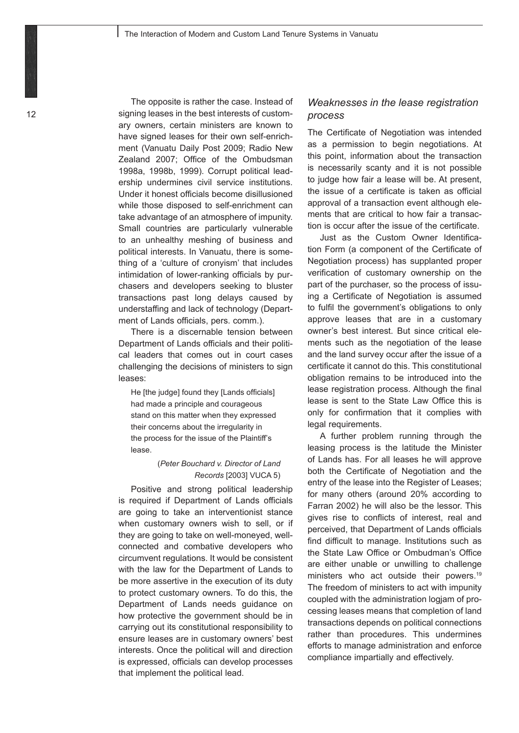The opposite is rather the case. Instead of signing leases in the best interests of customary owners, certain ministers are known to have signed leases for their own self-enrichment (Vanuatu Daily Post 2009; Radio New Zealand 2007; Office of the Ombudsman 1998a, 1998b, 1999). Corrupt political leadership undermines civil service institutions. Under it honest officials become disillusioned while those disposed to self-enrichment can take advantage of an atmosphere of impunity. Small countries are particularly vulnerable to an unhealthy meshing of business and political interests. In Vanuatu, there is something of a 'culture of cronyism' that includes intimidation of lower-ranking officials by purchasers and developers seeking to bluster transactions past long delays caused by understaffing and lack of technology (Department of Lands officials, pers. comm.).

There is a discernable tension between Department of Lands officials and their political leaders that comes out in court cases challenging the decisions of ministers to sign leases:

> He [the judge] found they [Lands officials] had made a principle and courageous stand on this matter when they expressed their concerns about the irregularity in the process for the issue of the Plaintiff's lease.
>
> (*Peter Bouchard v. Director of Land Records* [2003] VUCA 5)

Positive and strong political leadership is required if Department of Lands officials are going to take an interventionist stance when customary owners wish to sell, or if they are going to take on well-moneyed, well-connected and combative developers who circumvent regulations. It would be consistent with the law for the Department of Lands to be more assertive in the execution of its duty to protect customary owners. To do this, the Department of Lands needs guidance on how protective the government should be in carrying out its constitutional responsibility to ensure leases are in customary owners' best interests. Once the political will and direction is expressed, officials can develop processes that implement the political lead.

### *Weaknesses in the lease registration process*

The Certificate of Negotiation was intended as a permission to begin negotiations. At this point, information about the transaction is necessarily scanty and it is not possible to judge how fair a lease will be. At present, the issue of a certificate is taken as official approval of a transaction event although elements that are critical to how fair a transaction is occur after the issue of the certificate.

Just as the Custom Owner Identification Form (a component of the Certificate of Negotiation process) has supplanted proper verification of customary ownership on the part of the purchaser, so the process of issuing a Certificate of Negotiation is assumed to fulfil the government's obligations to only approve leases that are in a customary owner's best interest. But since critical elements such as the negotiation of the lease and the land survey occur after the issue of a certificate it cannot do this. This constitutional obligation remains to be introduced into the lease registration process. Although the final lease is sent to the State Law Office this is only for confirmation that it complies with legal requirements.

A further problem running through the leasing process is the latitude the Minister of Lands has. For all leases he will approve both the Certificate of Negotiation and the entry of the lease into the Register of Leases; for many others (around 20% according to Farran 2002) he will also be the lessor. This gives rise to conflicts of interest, real and perceived, that Department of Lands officials find difficult to manage. Institutions such as the State Law Office or Ombudman's Office are either unable or unwilling to challenge ministers who act outside their powers.[19] The freedom of ministers to act with impunity coupled with the administration logjam of processing leases means that completion of land transactions depends on political connections rather than procedures. This undermines efforts to manage administration and enforce compliance impartially and effectively.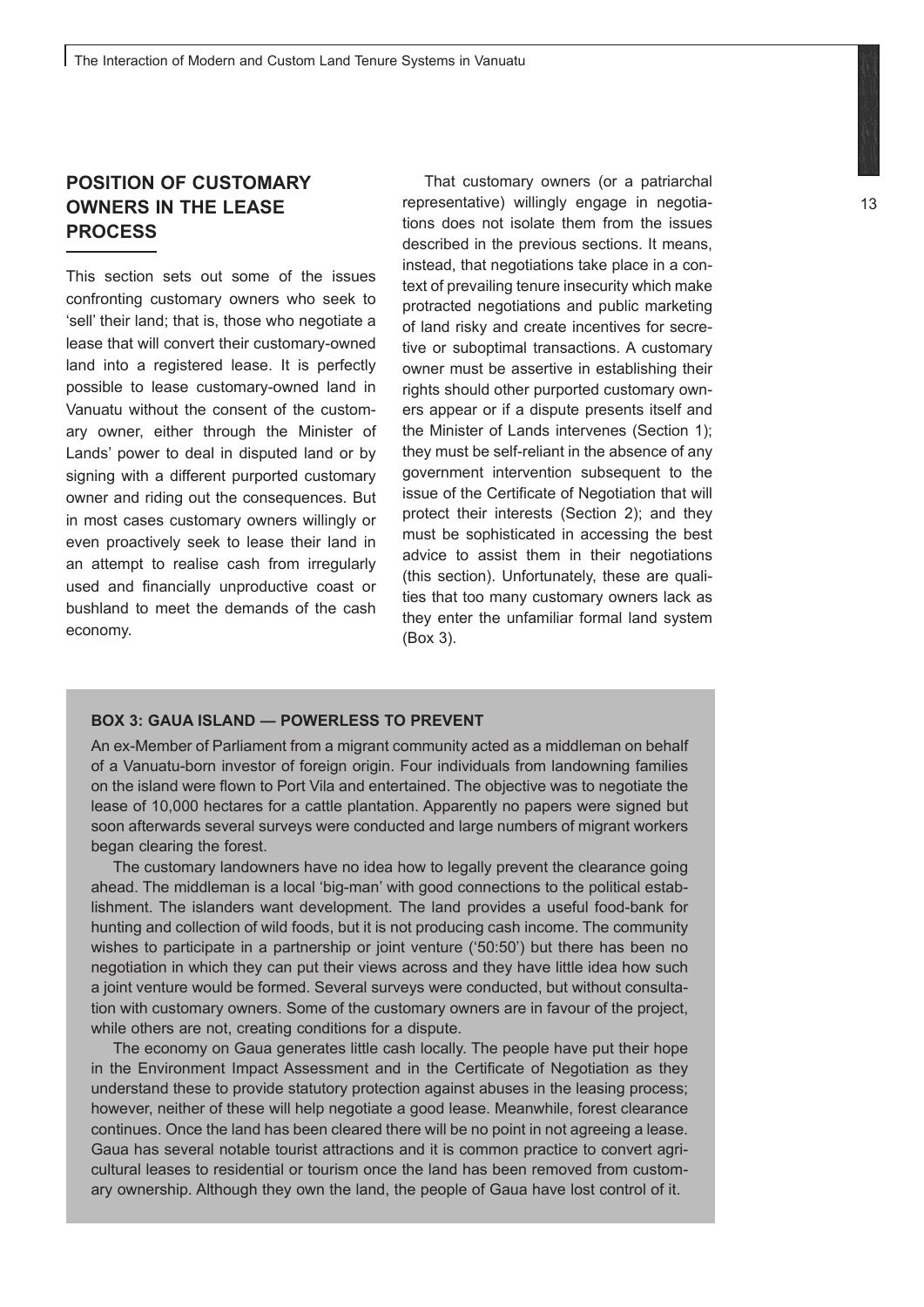## POSITION OF CUSTOMARY OWNERS IN THE LEASE PROCESS

This section sets out some of the issues confronting customary owners who seek to 'sell' their land; that is, those who negotiate a lease that will convert their customary-owned land into a registered lease. It is perfectly possible to lease customary-owned land in Vanuatu without the consent of the customary owner, either through the Minister of Lands' power to deal in disputed land or by signing with a different purported customary owner and riding out the consequences. But in most cases customary owners willingly or even proactively seek to lease their land in an attempt to realise cash from irregularly used and financially unproductive coast or bushland to meet the demands of the cash economy.

That customary owners (or a patriarchal representative) willingly engage in negotiations does not isolate them from the issues described in the previous sections. It means, instead, that negotiations take place in a context of prevailing tenure insecurity which make protracted negotiations and public marketing of land risky and create incentives for secretive or suboptimal transactions. A customary owner must be assertive in establishing their rights should other purported customary owners appear or if a dispute presents itself and the Minister of Lands intervenes (Section 1); they must be self-reliant in the absence of any government intervention subsequent to the issue of the Certificate of Negotiation that will protect their interests (Section 2); and they must be sophisticated in accessing the best advice to assist them in their negotiations (this section). Unfortunately, these are qualities that too many customary owners lack as they enter the unfamiliar formal land system (Box 3).

**BOX 3: GAUA ISLAND — POWERLESS TO PREVENT**

An ex-Member of Parliament from a migrant community acted as a middleman on behalf of a Vanuatu-born investor of foreign origin. Four individuals from landowning families on the island were flown to Port Vila and entertained. The objective was to negotiate the lease of 10,000 hectares for a cattle plantation. Apparently no papers were signed but soon afterwards several surveys were conducted and large numbers of migrant workers began clearing the forest.

The customary landowners have no idea how to legally prevent the clearance going ahead. The middleman is a local 'big-man' with good connections to the political establishment. The islanders want development. The land provides a useful food-bank for hunting and collection of wild foods, but it is not producing cash income. The community wishes to participate in a partnership or joint venture ('50:50') but there has been no negotiation in which they can put their views across and they have little idea how such a joint venture would be formed. Several surveys were conducted, but without consultation with customary owners. Some of the customary owners are in favour of the project, while others are not, creating conditions for a dispute.

The economy on Gaua generates little cash locally. The people have put their hope in the Environment Impact Assessment and in the Certificate of Negotiation as they understand these to provide statutory protection against abuses in the leasing process; however, neither of these will help negotiate a good lease. Meanwhile, forest clearance continues. Once the land has been cleared there will be no point in not agreeing a lease. Gaua has several notable tourist attractions and it is common practice to convert agricultural leases to residential or tourism once the land has been removed from customary ownership. Although they own the land, the people of Gaua have lost control of it.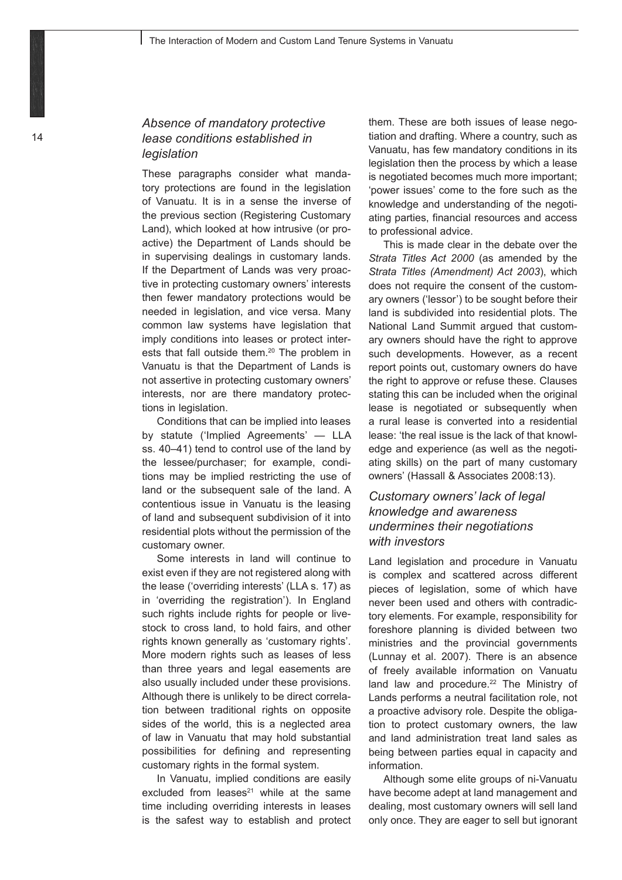### *Absence of mandatory protective lease conditions established in legislation*

These paragraphs consider what mandatory protections are found in the legislation of Vanuatu. It is in a sense the inverse of the previous section (Registering Customary Land), which looked at how intrusive (or proactive) the Department of Lands should be in supervising dealings in customary lands. If the Department of Lands was very proactive in protecting customary owners' interests then fewer mandatory protections would be needed in legislation, and vice versa. Many common law systems have legislation that imply conditions into leases or protect interests that fall outside them.[20] The problem in Vanuatu is that the Department of Lands is not assertive in protecting customary owners' interests, nor are there mandatory protections in legislation.

Conditions that can be implied into leases by statute ('Implied Agreements' — LLA ss. 40–41) tend to control use of the land by the lessee/purchaser; for example, conditions may be implied restricting the use of land or the subsequent sale of the land. A contentious issue in Vanuatu is the leasing of land and subsequent subdivision of it into residential plots without the permission of the customary owner.

Some interests in land will continue to exist even if they are not registered along with the lease ('overriding interests' (LLA s. 17) as in 'overriding the registration'). In England such rights include rights for people or livestock to cross land, to hold fairs, and other rights known generally as 'customary rights'. More modern rights such as leases of less than three years and legal easements are also usually included under these provisions. Although there is unlikely to be direct correlation between traditional rights on opposite sides of the world, this is a neglected area of law in Vanuatu that may hold substantial possibilities for defining and representing customary rights in the formal system.

In Vanuatu, implied conditions are easily excluded from leases[21] while at the same time including overriding interests in leases is the safest way to establish and protect them. These are both issues of lease negotiation and drafting. Where a country, such as Vanuatu, has few mandatory conditions in its legislation then the process by which a lease is negotiated becomes much more important; 'power issues' come to the fore such as the knowledge and understanding of the negotiating parties, financial resources and access to professional advice.

This is made clear in the debate over the *Strata Titles Act 2000* (as amended by the *Strata Titles (Amendment) Act 2003*), which does not require the consent of the customary owners ('lessor') to be sought before their land is subdivided into residential plots. The National Land Summit argued that customary owners should have the right to approve such developments. However, as a recent report points out, customary owners do have the right to approve or refuse these. Clauses stating this can be included when the original lease is negotiated or subsequently when a rural lease is converted into a residential lease: 'the real issue is the lack of that knowledge and experience (as well as the negotiating skills) on the part of many customary owners' (Hassall & Associates 2008:13).

### *Customary owners' lack of legal knowledge and awareness undermines their negotiations with investors*

Land legislation and procedure in Vanuatu is complex and scattered across different pieces of legislation, some of which have never been used and others with contradictory elements. For example, responsibility for foreshore planning is divided between two ministries and the provincial governments (Lunnay et al. 2007). There is an absence of freely available information on Vanuatu land law and procedure.[22] The Ministry of Lands performs a neutral facilitation role, not a proactive advisory role. Despite the obligation to protect customary owners, the law and land administration treat land sales as being between parties equal in capacity and information.

Although some elite groups of ni-Vanuatu have become adept at land management and dealing, most customary owners will sell land only once. They are eager to sell but ignorant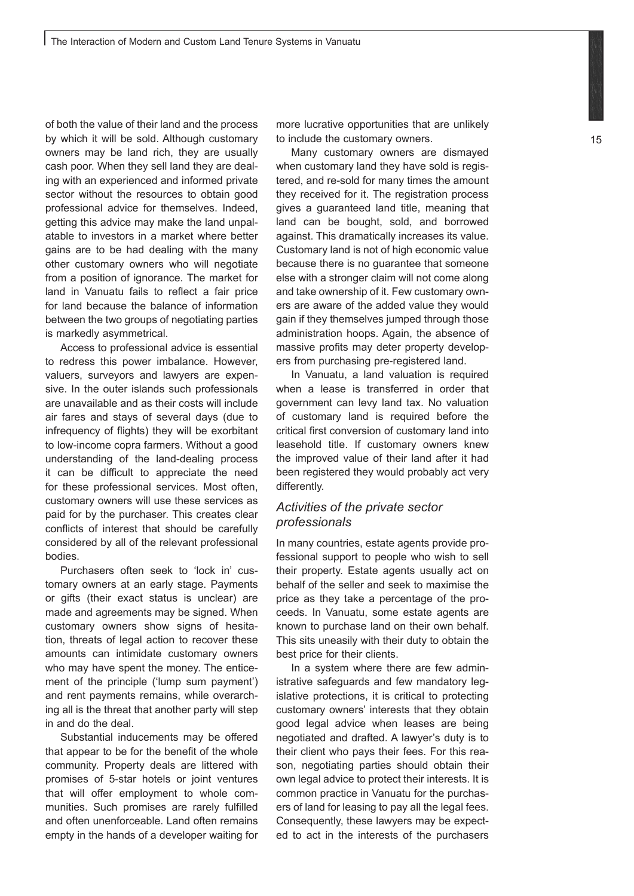of both the value of their land and the process by which it will be sold. Although customary owners may be land rich, they are usually cash poor. When they sell land they are dealing with an experienced and informed private sector without the resources to obtain good professional advice for themselves. Indeed, getting this advice may make the land unpalatable to investors in a market where better gains are to be had dealing with the many other customary owners who will negotiate from a position of ignorance. The market for land in Vanuatu fails to reflect a fair price for land because the balance of information between the two groups of negotiating parties is markedly asymmetrical.

Access to professional advice is essential to redress this power imbalance. However, valuers, surveyors and lawyers are expensive. In the outer islands such professionals are unavailable and as their costs will include air fares and stays of several days (due to infrequency of flights) they will be exorbitant to low-income copra farmers. Without a good understanding of the land-dealing process it can be difficult to appreciate the need for these professional services. Most often, customary owners will use these services as paid for by the purchaser. This creates clear conflicts of interest that should be carefully considered by all of the relevant professional bodies.

Purchasers often seek to 'lock in' customary owners at an early stage. Payments or gifts (their exact status is unclear) are made and agreements may be signed. When customary owners show signs of hesitation, threats of legal action to recover these amounts can intimidate customary owners who may have spent the money. The enticement of the principle ('lump sum payment') and rent payments remains, while overarching all is the threat that another party will step in and do the deal.

Substantial inducements may be offered that appear to be for the benefit of the whole community. Property deals are littered with promises of 5-star hotels or joint ventures that will offer employment to whole communities. Such promises are rarely fulfilled and often unenforceable. Land often remains empty in the hands of a developer waiting for more lucrative opportunities that are unlikely to include the customary owners.

Many customary owners are dismayed when customary land they have sold is registered, and re-sold for many times the amount they received for it. The registration process gives a guaranteed land title, meaning that land can be bought, sold, and borrowed against. This dramatically increases its value. Customary land is not of high economic value because there is no guarantee that someone else with a stronger claim will not come along and take ownership of it. Few customary owners are aware of the added value they would gain if they themselves jumped through those administration hoops. Again, the absence of massive profits may deter property developers from purchasing pre-registered land.

In Vanuatu, a land valuation is required when a lease is transferred in order that government can levy land tax. No valuation of customary land is required before the critical first conversion of customary land into leasehold title. If customary owners knew the improved value of their land after it had been registered they would probably act very differently.

### *Activities of the private sector professionals*

In many countries, estate agents provide professional support to people who wish to sell their property. Estate agents usually act on behalf of the seller and seek to maximise the price as they take a percentage of the proceeds. In Vanuatu, some estate agents are known to purchase land on their own behalf. This sits uneasily with their duty to obtain the best price for their clients.

In a system where there are few administrative safeguards and few mandatory legislative protections, it is critical to protecting customary owners' interests that they obtain good legal advice when leases are being negotiated and drafted. A lawyer's duty is to their client who pays their fees. For this reason, negotiating parties should obtain their own legal advice to protect their interests. It is common practice in Vanuatu for the purchasers of land for leasing to pay all the legal fees. Consequently, these lawyers may be expected to act in the interests of the purchasers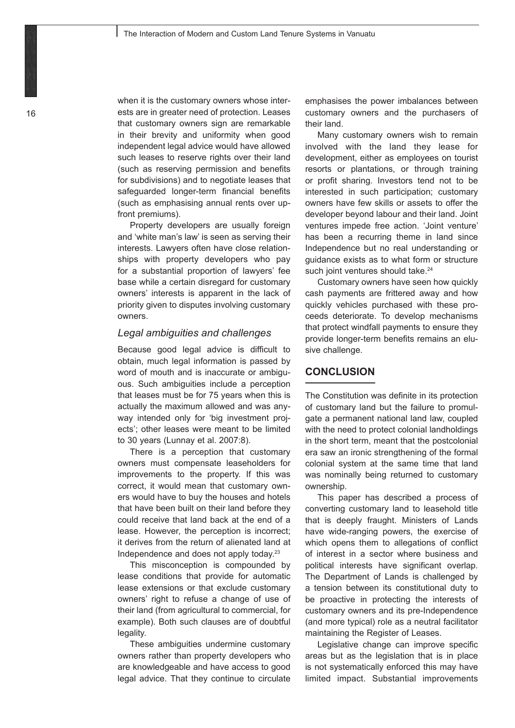when it is the customary owners whose interests are in greater need of protection. Leases that customary owners sign are remarkable in their brevity and uniformity when good independent legal advice would have allowed such leases to reserve rights over their land (such as reserving permission and benefits for subdivisions) and to negotiate leases that safeguarded longer-term financial benefits (such as emphasising annual rents over up-front premiums).

Property developers are usually foreign and 'white man's law' is seen as serving their interests. Lawyers often have close relationships with property developers who pay for a substantial proportion of lawyers' fee base while a certain disregard for customary owners' interests is apparent in the lack of priority given to disputes involving customary owners.

### *Legal ambiguities and challenges*

Because good legal advice is difficult to obtain, much legal information is passed by word of mouth and is inaccurate or ambiguous. Such ambiguities include a perception that leases must be for 75 years when this is actually the maximum allowed and was anyway intended only for 'big investment projects'; other leases were meant to be limited to 30 years (Lunnay et al. 2007:8).

There is a perception that customary owners must compensate leaseholders for improvements to the property. If this was correct, it would mean that customary owners would have to buy the houses and hotels that have been built on their land before they could receive that land back at the end of a lease. However, the perception is incorrect; it derives from the return of alienated land at Independence and does not apply today.[23]

This misconception is compounded by lease conditions that provide for automatic lease extensions or that exclude customary owners' right to refuse a change of use of their land (from agricultural to commercial, for example). Both such clauses are of doubtful legality.

These ambiguities undermine customary owners rather than property developers who are knowledgeable and have access to good legal advice. That they continue to circulate emphasises the power imbalances between customary owners and the purchasers of their land.

Many customary owners wish to remain involved with the land they lease for development, either as employees on tourist resorts or plantations, or through training or profit sharing. Investors tend not to be interested in such participation; customary owners have few skills or assets to offer the developer beyond labour and their land. Joint ventures impede free action. 'Joint venture' has been a recurring theme in land since Independence but no real understanding or guidance exists as to what form or structure such joint ventures should take.[24]

Customary owners have seen how quickly cash payments are frittered away and how quickly vehicles purchased with these proceeds deteriorate. To develop mechanisms that protect windfall payments to ensure they provide longer-term benefits remains an elusive challenge.

## CONCLUSION

The Constitution was definite in its protection of customary land but the failure to promulgate a permanent national land law, coupled with the need to protect colonial landholdings in the short term, meant that the postcolonial era saw an ironic strengthening of the formal colonial system at the same time that land was nominally being returned to customary ownership.

This paper has described a process of converting customary land to leasehold title that is deeply fraught. Ministers of Lands have wide-ranging powers, the exercise of which opens them to allegations of conflict of interest in a sector where business and political interests have significant overlap. The Department of Lands is challenged by a tension between its constitutional duty to be proactive in protecting the interests of customary owners and its pre-Independence (and more typical) role as a neutral facilitator maintaining the Register of Leases.

Legislative change can improve specific areas but as the legislation that is in place is not systematically enforced this may have limited impact. Substantial improvements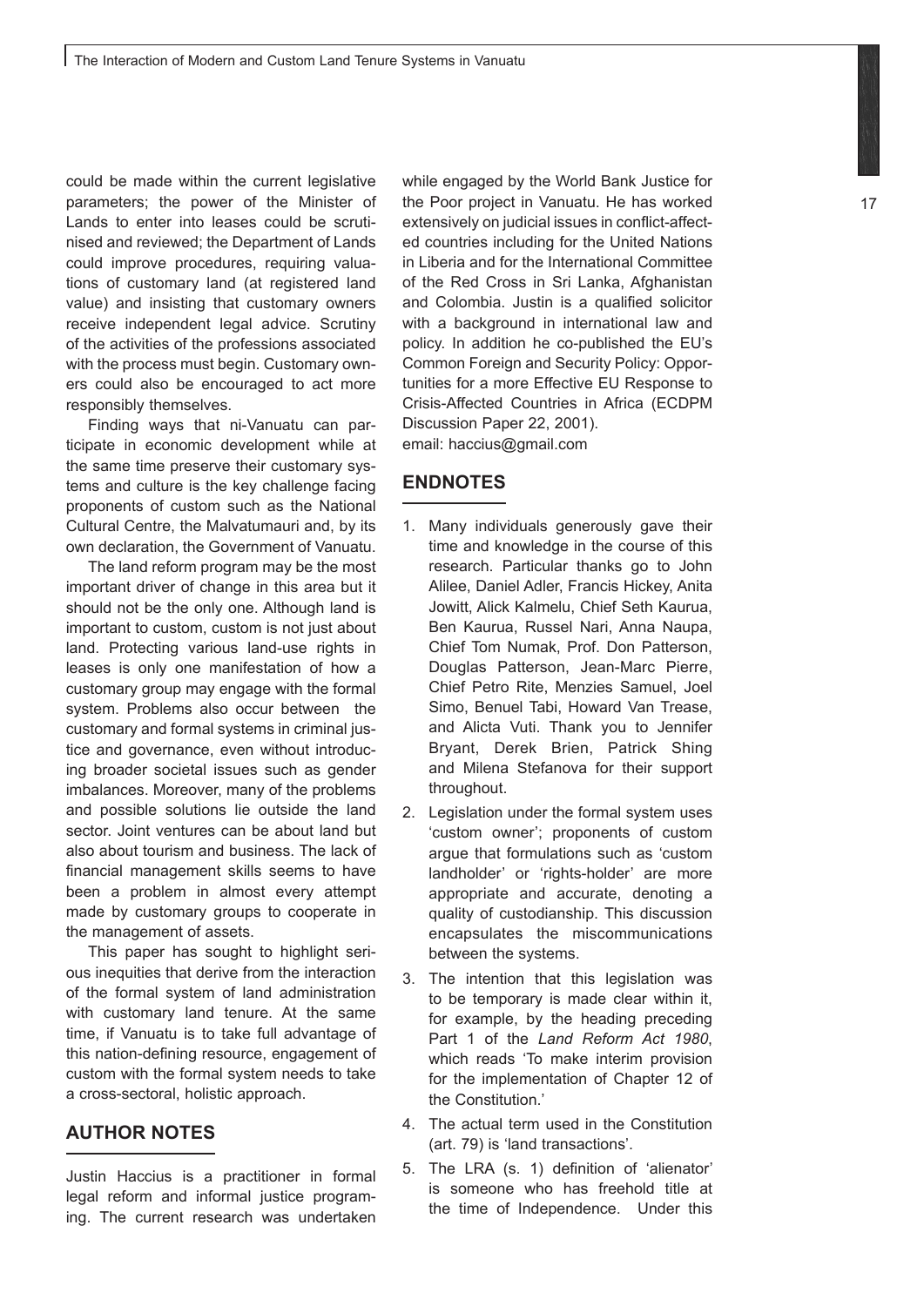could be made within the current legislative parameters; the power of the Minister of Lands to enter into leases could be scrutinised and reviewed; the Department of Lands could improve procedures, requiring valuations of customary land (at registered land value) and insisting that customary owners receive independent legal advice. Scrutiny of the activities of the professions associated with the process must begin. Customary owners could also be encouraged to act more responsibly themselves.

Finding ways that ni-Vanuatu can participate in economic development while at the same time preserve their customary systems and culture is the key challenge facing proponents of custom such as the National Cultural Centre, the Malvatumauri and, by its own declaration, the Government of Vanuatu.

The land reform program may be the most important driver of change in this area but it should not be the only one. Although land is important to custom, custom is not just about land. Protecting various land-use rights in leases is only one manifestation of how a customary group may engage with the formal system. Problems also occur between the customary and formal systems in criminal justice and governance, even without introducing broader societal issues such as gender imbalances. Moreover, many of the problems and possible solutions lie outside the land sector. Joint ventures can be about land but also about tourism and business. The lack of financial management skills seems to have been a problem in almost every attempt made by customary groups to cooperate in the management of assets.

This paper has sought to highlight serious inequities that derive from the interaction of the formal system of land administration with customary land tenure. At the same time, if Vanuatu is to take full advantage of this nation-defining resource, engagement of custom with the formal system needs to take a cross-sectoral, holistic approach.

## AUTHOR NOTES

Justin Haccius is a practitioner in formal legal reform and informal justice programing. The current research was undertaken while engaged by the World Bank Justice for the Poor project in Vanuatu. He has worked extensively on judicial issues in conflict-affected countries including for the United Nations in Liberia and for the International Committee of the Red Cross in Sri Lanka, Afghanistan and Colombia. Justin is a qualified solicitor with a background in international law and policy. In addition he co-published the EU's Common Foreign and Security Policy: Opportunities for a more Effective EU Response to Crisis-Affected Countries in Africa (ECDPM Discussion Paper 22, 2001).
email: haccius@gmail.com

## ENDNOTES

1. Many individuals generously gave their time and knowledge in the course of this research. Particular thanks go to John Alilee, Daniel Adler, Francis Hickey, Anita Jowitt, Alick Kalmelu, Chief Seth Kaurua, Ben Kaurua, Russel Nari, Anna Naupa, Chief Tom Numak, Prof. Don Patterson, Douglas Patterson, Jean-Marc Pierre, Chief Petro Rite, Menzies Samuel, Joel Simo, Benuel Tabi, Howard Van Trease, and Alicta Vuti. Thank you to Jennifer Bryant, Derek Brien, Patrick Shing and Milena Stefanova for their support throughout.
2. Legislation under the formal system uses 'custom owner'; proponents of custom argue that formulations such as 'custom landholder' or 'rights-holder' are more appropriate and accurate, denoting a quality of custodianship. This discussion encapsulates the miscommunications between the systems.
3. The intention that this legislation was to be temporary is made clear within it, for example, by the heading preceding Part 1 of the *Land Reform Act 1980*, which reads 'To make interim provision for the implementation of Chapter 12 of the Constitution.'
4. The actual term used in the Constitution (art. 79) is 'land transactions'.
5. The LRA (s. 1) definition of 'alienator' is someone who has freehold title at the time of Independence. Under this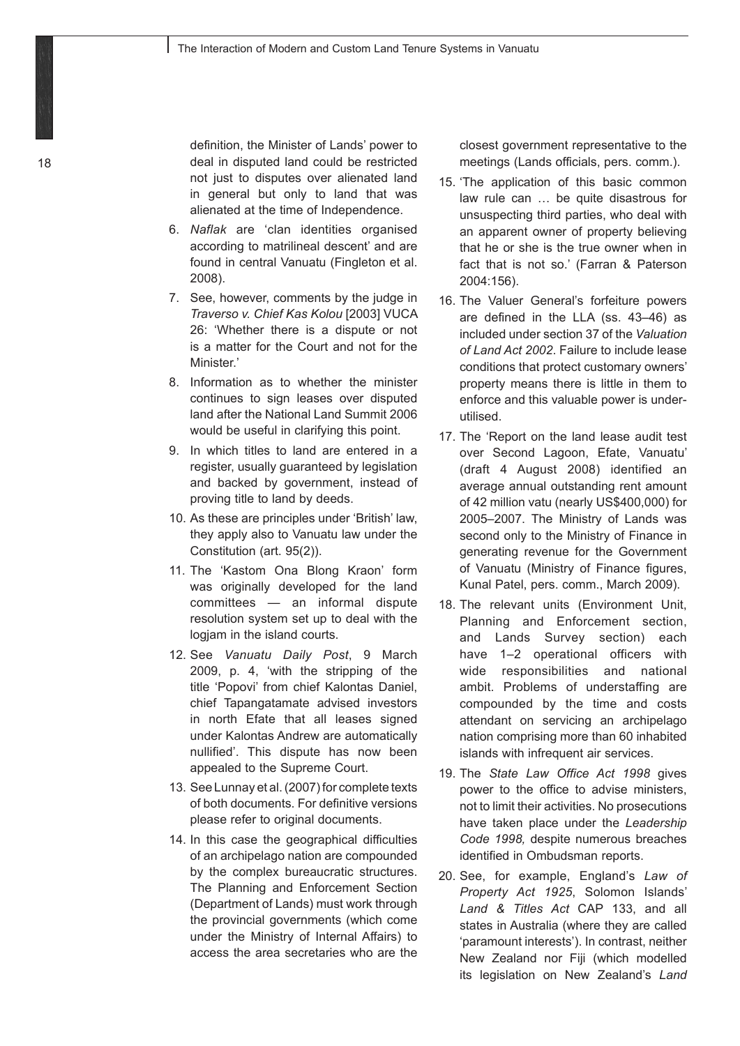definition, the Minister of Lands' power to deal in disputed land could be restricted not just to disputes over alienated land in general but only to land that was alienated at the time of Independence.

6. *Naflak* are 'clan identities organised according to matrilineal descent' and are found in central Vanuatu (Fingleton et al. 2008).
7. See, however, comments by the judge in *Traverso v. Chief Kas Kolou* [2003] VUCA 26: 'Whether there is a dispute or not is a matter for the Court and not for the Minister.'
8. Information as to whether the minister continues to sign leases over disputed land after the National Land Summit 2006 would be useful in clarifying this point.
9. In which titles to land are entered in a register, usually guaranteed by legislation and backed by government, instead of proving title to land by deeds.
10. As these are principles under 'British' law, they apply also to Vanuatu law under the Constitution (art. 95(2)).
11. The 'Kastom Ona Blong Kraon' form was originally developed for the land committees — an informal dispute resolution system set up to deal with the logjam in the island courts.
12. See *Vanuatu Daily Post*, 9 March 2009, p. 4, 'with the stripping of the title 'Popovi' from chief Kalontas Daniel, chief Tapangatamate advised investors in north Efate that all leases signed under Kalontas Andrew are automatically nullified'. This dispute has now been appealed to the Supreme Court.
13. See Lunnay et al. (2007) for complete texts of both documents. For definitive versions please refer to original documents.
14. In this case the geographical difficulties of an archipelago nation are compounded by the complex bureaucratic structures. The Planning and Enforcement Section (Department of Lands) must work through the provincial governments (which come under the Ministry of Internal Affairs) to access the area secretaries who are the closest government representative to the meetings (Lands officials, pers. comm.).
15. 'The application of this basic common law rule can … be quite disastrous for unsuspecting third parties, who deal with an apparent owner of property believing that he or she is the true owner when in fact that is not so.' (Farran & Paterson 2004:156).
16. The Valuer General's forfeiture powers are defined in the LLA (ss. 43–46) as included under section 37 of the *Valuation of Land Act 2002*. Failure to include lease conditions that protect customary owners' property means there is little in them to enforce and this valuable power is under-utilised.
17. The 'Report on the land lease audit test over Second Lagoon, Efate, Vanuatu' (draft 4 August 2008) identified an average annual outstanding rent amount of 42 million vatu (nearly US$400,000) for 2005–2007. The Ministry of Lands was second only to the Ministry of Finance in generating revenue for the Government of Vanuatu (Ministry of Finance figures, Kunal Patel, pers. comm., March 2009).
18. The relevant units (Environment Unit, Planning and Enforcement section, and Lands Survey section) each have 1–2 operational officers with wide responsibilities and national ambit. Problems of understaffing are compounded by the time and costs attendant on servicing an archipelago nation comprising more than 60 inhabited islands with infrequent air services.
19. The *State Law Office Act 1998* gives power to the office to advise ministers, not to limit their activities. No prosecutions have taken place under the *Leadership Code 1998,* despite numerous breaches identified in Ombudsman reports.
20. See, for example, England's *Law of Property Act 1925*, Solomon Islands' *Land & Titles Act* CAP 133, and all states in Australia (where they are called 'paramount interests'). In contrast, neither New Zealand nor Fiji (which modelled its legislation on New Zealand's *Land*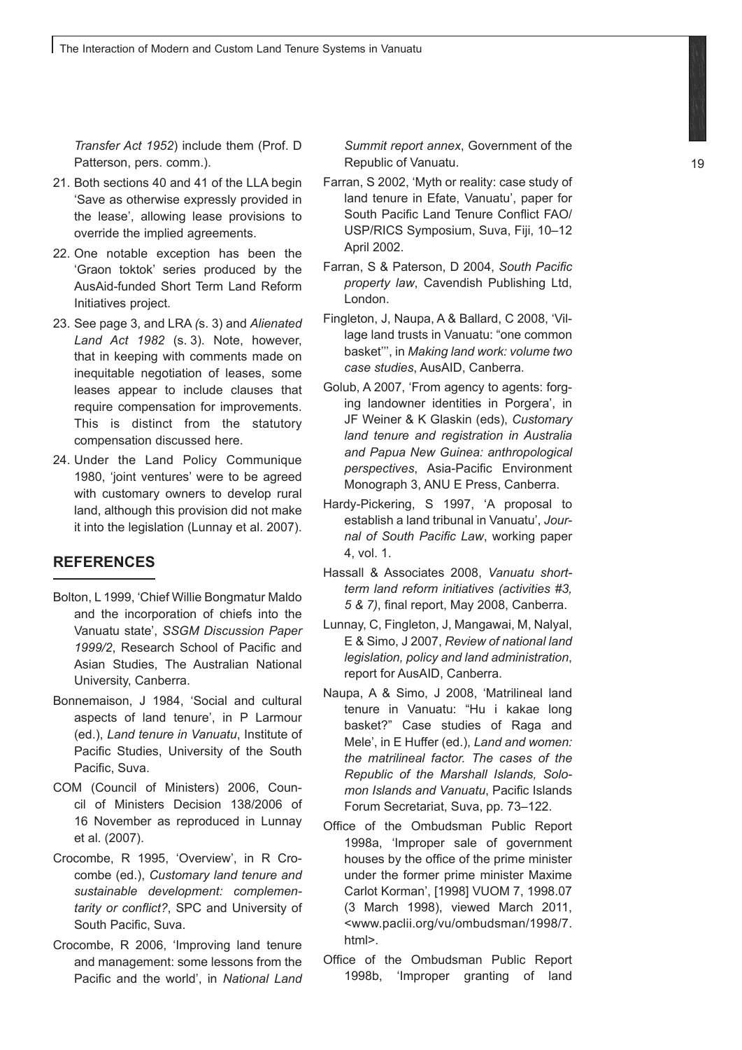*Transfer Act 1952*) include them (Prof. D Patterson, pers. comm.).

21. Both sections 40 and 41 of the LLA begin 'Save as otherwise expressly provided in the lease', allowing lease provisions to override the implied agreements.
22. One notable exception has been the 'Graon toktok' series produced by the AusAid-funded Short Term Land Reform Initiatives project.
23. See page 3, and LRA *(*s. 3) and *Alienated Land Act 1982* (s. 3). Note, however, that in keeping with comments made on inequitable negotiation of leases, some leases appear to include clauses that require compensation for improvements. This is distinct from the statutory compensation discussed here.
24. Under the Land Policy Communique 1980, 'joint ventures' were to be agreed with customary owners to develop rural land, although this provision did not make it into the legislation (Lunnay et al. 2007).

## REFERENCES

Bolton, L 1999, 'Chief Willie Bongmatur Maldo and the incorporation of chiefs into the Vanuatu state', *SSGM Discussion Paper 1999/2*, Research School of Pacific and Asian Studies, The Australian National University, Canberra.

Bonnemaison, J 1984, 'Social and cultural aspects of land tenure', in P Larmour (ed.), *Land tenure in Vanuatu*, Institute of Pacific Studies, University of the South Pacific, Suva.

COM (Council of Ministers) 2006, Council of Ministers Decision 138/2006 of 16 November as reproduced in Lunnay et al. (2007).

Crocombe, R 1995, 'Overview', in R Crocombe (ed.), *Customary land tenure and sustainable development: complementarity or conflict?*, SPC and University of South Pacific, Suva.

Crocombe, R 2006, 'Improving land tenure and management: some lessons from the Pacific and the world', in *National Land Summit report annex*, Government of the Republic of Vanuatu.

Farran, S 2002, 'Myth or reality: case study of land tenure in Efate, Vanuatu', paper for South Pacific Land Tenure Conflict FAO/USP/RICS Symposium, Suva, Fiji, 10–12 April 2002.

Farran, S & Paterson, D 2004, *South Pacific property law*, Cavendish Publishing Ltd, London.

Fingleton, J, Naupa, A & Ballard, C 2008, 'Village land trusts in Vanuatu: "one common basket"', in *Making land work: volume two case studies*, AusAID, Canberra.

Golub, A 2007, 'From agency to agents: forging landowner identities in Porgera', in JF Weiner & K Glaskin (eds), *Customary land tenure and registration in Australia and Papua New Guinea: anthropological perspectives*, Asia-Pacific Environment Monograph 3, ANU E Press, Canberra.

Hardy-Pickering, S 1997, 'A proposal to establish a land tribunal in Vanuatu', *Journal of South Pacific Law*, working paper 4, vol. 1.

Hassall & Associates 2008, *Vanuatu short-term land reform initiatives (activities #3, 5 & 7)*, final report, May 2008, Canberra.

Lunnay, C, Fingleton, J, Mangawai, M, Nalyal, E & Simo, J 2007, *Review of national land legislation, policy and land administration*, report for AusAID, Canberra.

Naupa, A & Simo, J 2008, 'Matrilineal land tenure in Vanuatu: "Hu i kakae long basket?" Case studies of Raga and Mele', in E Huffer (ed.), *Land and women: the matrilineal factor. The cases of the Republic of the Marshall Islands, Solomon Islands and Vanuatu*, Pacific Islands Forum Secretariat, Suva, pp. 73–122.

Office of the Ombudsman Public Report 1998a, 'Improper sale of government houses by the office of the prime minister under the former prime minister Maxime Carlot Korman', [1998] VUOM 7, 1998.07 (3 March 1998), viewed March 2011, <www.paclii.org/vu/ombudsman/1998/7.html>.

Office of the Ombudsman Public Report 1998b, 'Improper granting of land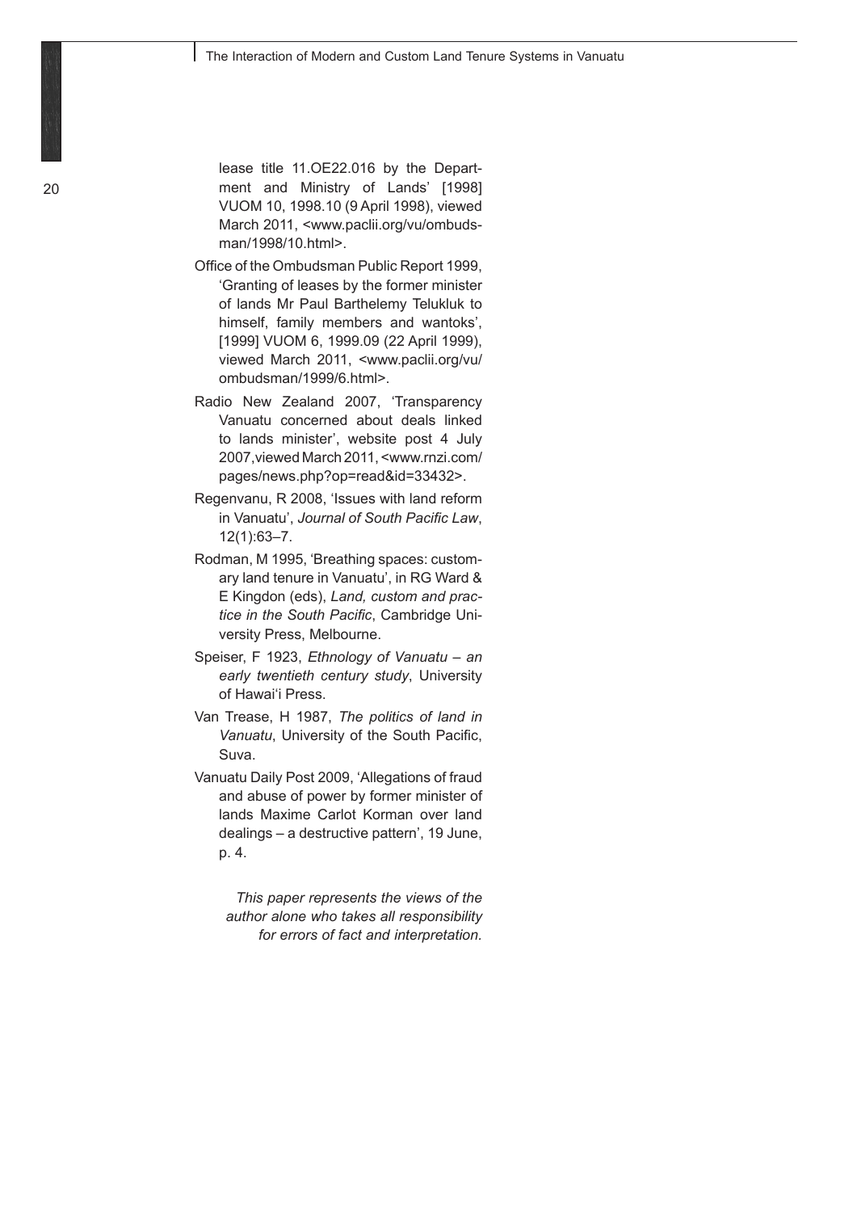lease title 11.OE22.016 by the Department and Ministry of Lands' [1998] VUOM 10, 1998.10 (9 April 1998), viewed March 2011, <www.paclii.org/vu/ombudsman/1998/10.html>.

Office of the Ombudsman Public Report 1999, 'Granting of leases by the former minister of lands Mr Paul Barthelemy Telukluk to himself, family members and wantoks', [1999] VUOM 6, 1999.09 (22 April 1999), viewed March 2011, <www.paclii.org/vu/ombudsman/1999/6.html>.

Radio New Zealand 2007, 'Transparency Vanuatu concerned about deals linked to lands minister', website post 4 July 2007, viewed March 2011, <www.rnzi.com/pages/news.php?op=read&id=33432>.

Regenvanu, R 2008, 'Issues with land reform in Vanuatu', *Journal of South Pacific Law*, 12(1):63–7.

Rodman, M 1995, 'Breathing spaces: customary land tenure in Vanuatu', in RG Ward & E Kingdon (eds), *Land, custom and practice in the South Pacific*, Cambridge University Press, Melbourne.

Speiser, F 1923, *Ethnology of Vanuatu – an early twentieth century study*, University of Hawai'i Press.

Van Trease, H 1987, *The politics of land in Vanuatu*, University of the South Pacific, Suva.

Vanuatu Daily Post 2009, 'Allegations of fraud and abuse of power by former minister of lands Maxime Carlot Korman over land dealings – a destructive pattern', 19 June, p. 4.

*This paper represents the views of the author alone who takes all responsibility for errors of fact and interpretation.*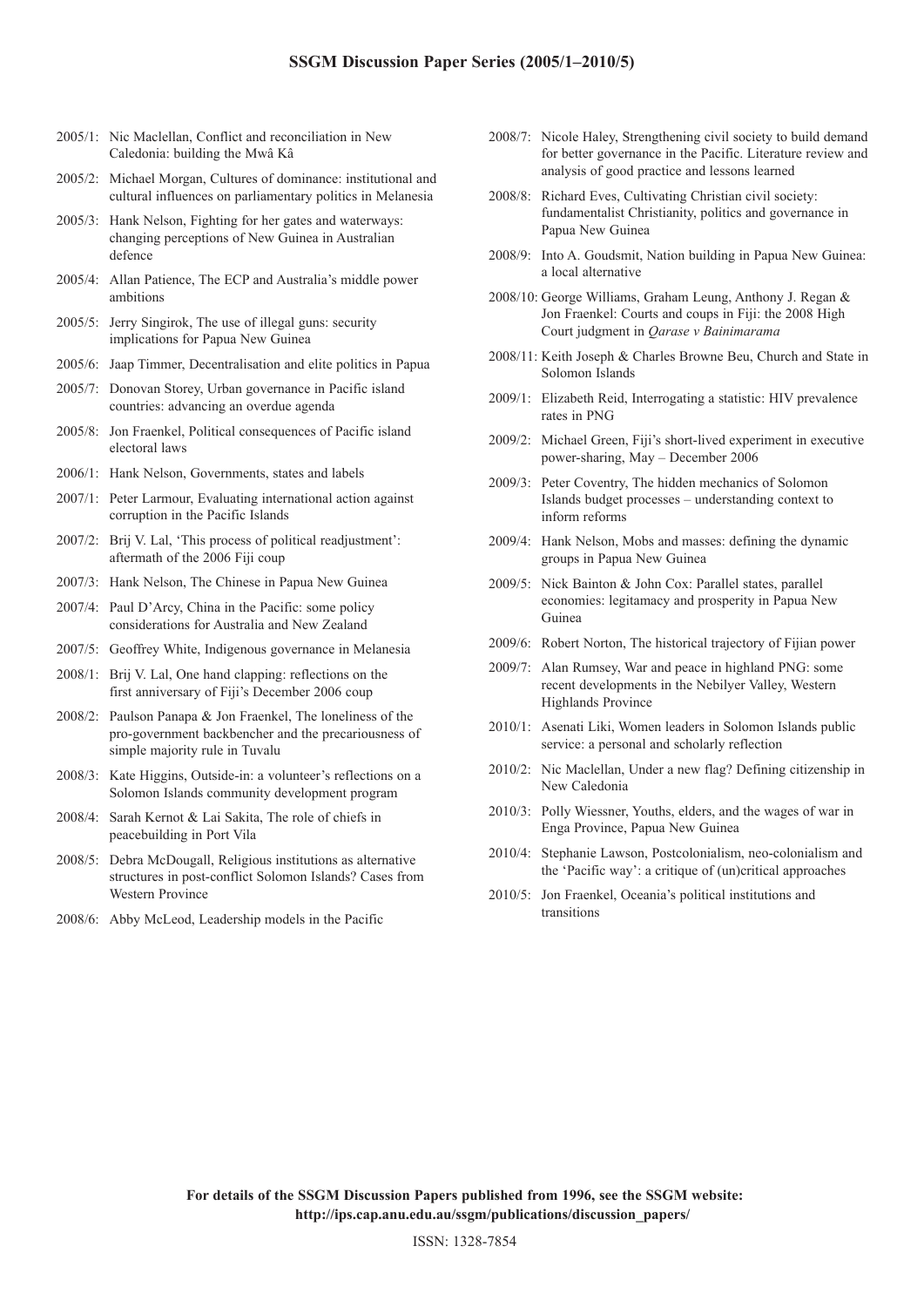## SSGM Discussion Paper Series (2005/1–2010/5)

2005/1: Nic Maclellan, Conflict and reconciliation in New Caledonia: building the Mwâ Kâ

2005/2: Michael Morgan, Cultures of dominance: institutional and cultural influences on parliamentary politics in Melanesia

2005/3: Hank Nelson, Fighting for her gates and waterways: changing perceptions of New Guinea in Australian defence

2005/4: Allan Patience, The ECP and Australia's middle power ambitions

2005/5: Jerry Singirok, The use of illegal guns: security implications for Papua New Guinea

2005/6: Jaap Timmer, Decentralisation and elite politics in Papua

2005/7: Donovan Storey, Urban governance in Pacific island countries: advancing an overdue agenda

2005/8: Jon Fraenkel, Political consequences of Pacific island electoral laws

2006/1: Hank Nelson, Governments, states and labels

2007/1: Peter Larmour, Evaluating international action against corruption in the Pacific Islands

2007/2: Brij V. Lal, 'This process of political readjustment': aftermath of the 2006 Fiji coup

2007/3: Hank Nelson, The Chinese in Papua New Guinea

2007/4: Paul D'Arcy, China in the Pacific: some policy considerations for Australia and New Zealand

2007/5: Geoffrey White, Indigenous governance in Melanesia

2008/1: Brij V. Lal, One hand clapping: reflections on the first anniversary of Fiji's December 2006 coup

2008/2: Paulson Panapa & Jon Fraenkel, The loneliness of the pro-government backbencher and the precariousness of simple majority rule in Tuvalu

2008/3: Kate Higgins, Outside-in: a volunteer's reflections on a Solomon Islands community development program

2008/4: Sarah Kernot & Lai Sakita, The role of chiefs in peacebuilding in Port Vila

2008/5: Debra McDougall, Religious institutions as alternative structures in post-conflict Solomon Islands? Cases from Western Province

2008/6: Abby McLeod, Leadership models in the Pacific

2008/7: Nicole Haley, Strengthening civil society to build demand for better governance in the Pacific. Literature review and analysis of good practice and lessons learned

2008/8: Richard Eves, Cultivating Christian civil society: fundamentalist Christianity, politics and governance in Papua New Guinea

2008/9: Into A. Goudsmit, Nation building in Papua New Guinea: a local alternative

2008/10: George Williams, Graham Leung, Anthony J. Regan & Jon Fraenkel: Courts and coups in Fiji: the 2008 High Court judgment in *Qarase v Bainimarama*

2008/11: Keith Joseph & Charles Browne Beu, Church and State in Solomon Islands

2009/1: Elizabeth Reid, Interrogating a statistic: HIV prevalence rates in PNG

2009/2: Michael Green, Fiji's short-lived experiment in executive power-sharing, May – December 2006

2009/3: Peter Coventry, The hidden mechanics of Solomon Islands budget processes – understanding context to inform reforms

2009/4: Hank Nelson, Mobs and masses: defining the dynamic groups in Papua New Guinea

2009/5: Nick Bainton & John Cox: Parallel states, parallel economies: legitamacy and prosperity in Papua New Guinea

2009/6: Robert Norton, The historical trajectory of Fijian power

2009/7: Alan Rumsey, War and peace in highland PNG: some recent developments in the Nebilyer Valley, Western Highlands Province

2010/1: Asenati Liki, Women leaders in Solomon Islands public service: a personal and scholarly reflection

2010/2: Nic Maclellan, Under a new flag? Defining citizenship in New Caledonia

2010/3: Polly Wiessner, Youths, elders, and the wages of war in Enga Province, Papua New Guinea

2010/4: Stephanie Lawson, Postcolonialism, neo-colonialism and the 'Pacific way': a critique of (un)critical approaches

2010/5: Jon Fraenkel, Oceania's political institutions and transitions

**For details of the SSGM Discussion Papers published from 1996, see the SSGM website: http://ips.cap.anu.edu.au/ssgm/publications/discussion_papers/**

ISSN: 1328-7854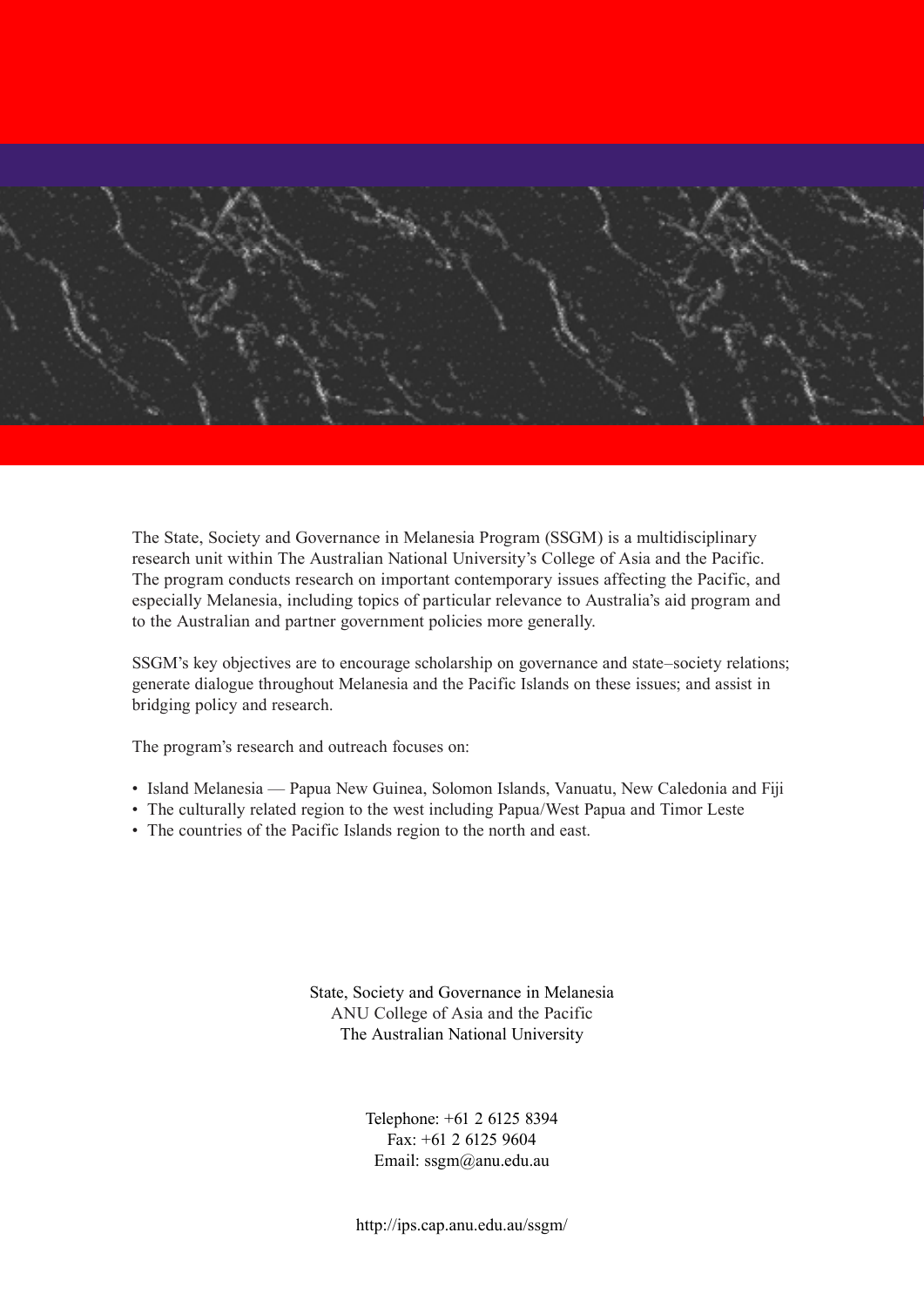The State, Society and Governance in Melanesia Program (SSGM) is a multidisciplinary research unit within The Australian National University's College of Asia and the Pacific. The program conducts research on important contemporary issues affecting the Pacific, and especially Melanesia, including topics of particular relevance to Australia's aid program and to the Australian and partner government policies more generally.

SSGM's key objectives are to encourage scholarship on governance and state–society relations; generate dialogue throughout Melanesia and the Pacific Islands on these issues; and assist in bridging policy and research.

The program's research and outreach focuses on:

- Island Melanesia — Papua New Guinea, Solomon Islands, Vanuatu, New Caledonia and Fiji
- The culturally related region to the west including Papua/West Papua and Timor Leste
- The countries of the Pacific Islands region to the north and east.

State, Society and Governance in Melanesia
ANU College of Asia and the Pacific
The Australian National University

Telephone: +61 2 6125 8394
Fax: +61 2 6125 9604
Email: ssgm@anu.edu.au

http://ips.cap.anu.edu.au/ssgm/